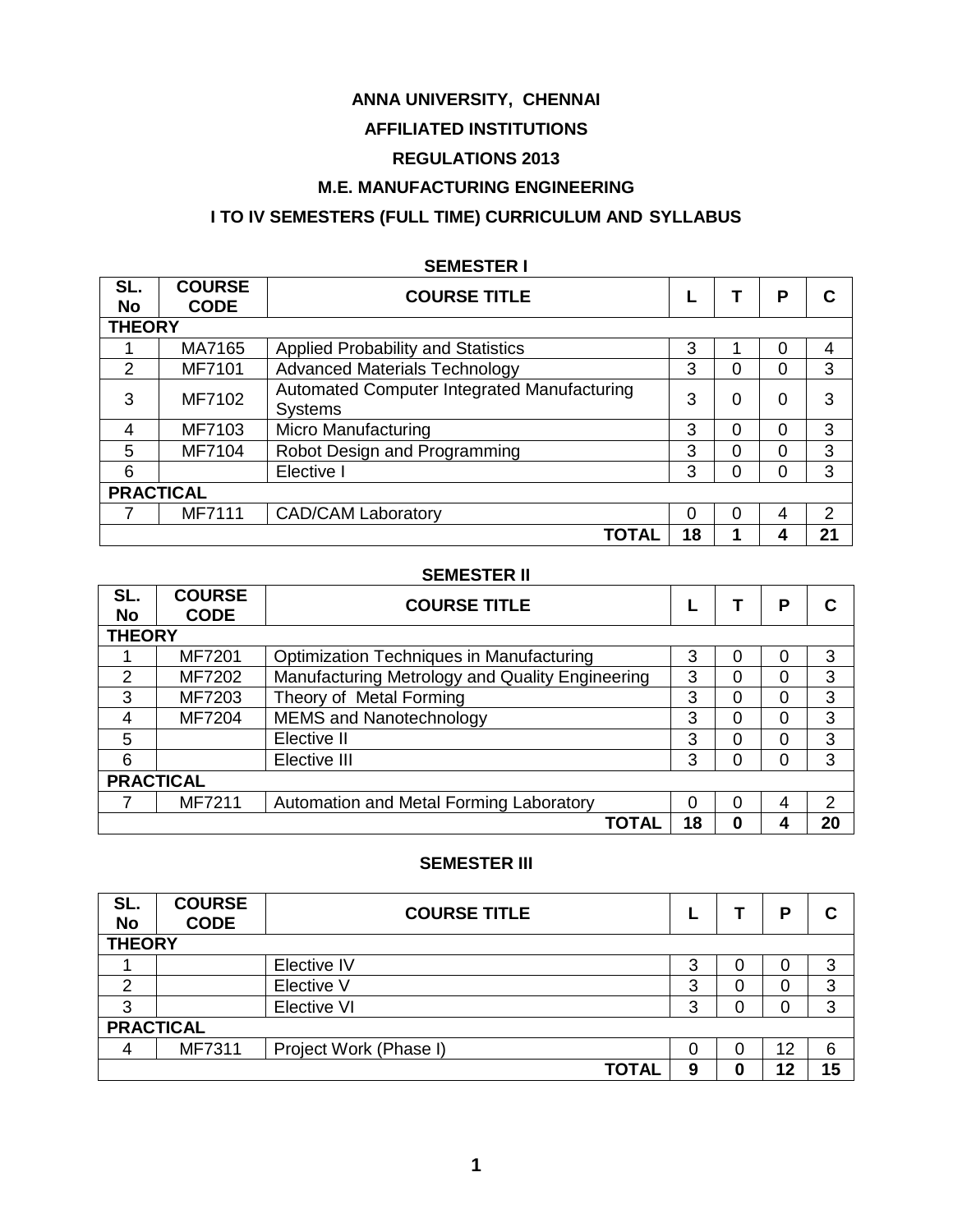# ANNA UNIVERSITY, CHENNAI

## AFFILIATED INSTITUTIONS

## REGULATIONS 2013

## M.E. MANUFACTURING ENGINEERING

## I TO IV SEMESTERS (FULL TIME) CURRICULUM AND SYLLABUS

### SEMESTER I

| SL. No | COURSE CODE | COURSE TITLE | L | T | P | C |
|---|---|---|---|---|---|---|
| **THEORY** | | | | | | |
| 1 | MA7165 | Applied Probability and Statistics | 3 | 1 | 0 | 4 |
| 2 | MF7101 | Advanced Materials Technology | 3 | 0 | 0 | 3 |
| 3 | MF7102 | Automated Computer Integrated Manufacturing Systems | 3 | 0 | 0 | 3 |
| 4 | MF7103 | Micro Manufacturing | 3 | 0 | 0 | 3 |
| 5 | MF7104 | Robot Design and Programming | 3 | 0 | 0 | 3 |
| 6 | | Elective I | 3 | 0 | 0 | 3 |
| **PRACTICAL** | | | | | | |
| 7 | MF7111 | CAD/CAM Laboratory | 0 | 0 | 4 | 2 |
| | | **TOTAL** | **18** | **1** | **4** | **21** |

### SEMESTER II

| SL. No | COURSE CODE | COURSE TITLE | L | T | P | C |
|---|---|---|---|---|---|---|
| **THEORY** | | | | | | |
| 1 | MF7201 | Optimization Techniques in Manufacturing | 3 | 0 | 0 | 3 |
| 2 | MF7202 | Manufacturing Metrology and Quality Engineering | 3 | 0 | 0 | 3 |
| 3 | MF7203 | Theory of Metal Forming | 3 | 0 | 0 | 3 |
| 4 | MF7204 | MEMS and Nanotechnology | 3 | 0 | 0 | 3 |
| 5 | | Elective II | 3 | 0 | 0 | 3 |
| 6 | | Elective III | 3 | 0 | 0 | 3 |
| **PRACTICAL** | | | | | | |
| 7 | MF7211 | Automation and Metal Forming Laboratory | 0 | 0 | 4 | 2 |
| | | **TOTAL** | **18** | **0** | **4** | **20** |

### SEMESTER III

| SL. No | COURSE CODE | COURSE TITLE | L | T | P | C |
|---|---|---|---|---|---|---|
| **THEORY** | | | | | | |
| 1 | | Elective IV | 3 | 0 | 0 | 3 |
| 2 | | Elective V | 3 | 0 | 0 | 3 |
| 3 | | Elective VI | 3 | 0 | 0 | 3 |
| **PRACTICAL** | | | | | | |
| 4 | MF7311 | Project Work (Phase I) | 0 | 0 | 12 | 6 |
| | | **TOTAL** | **9** | **0** | **12** | **15** |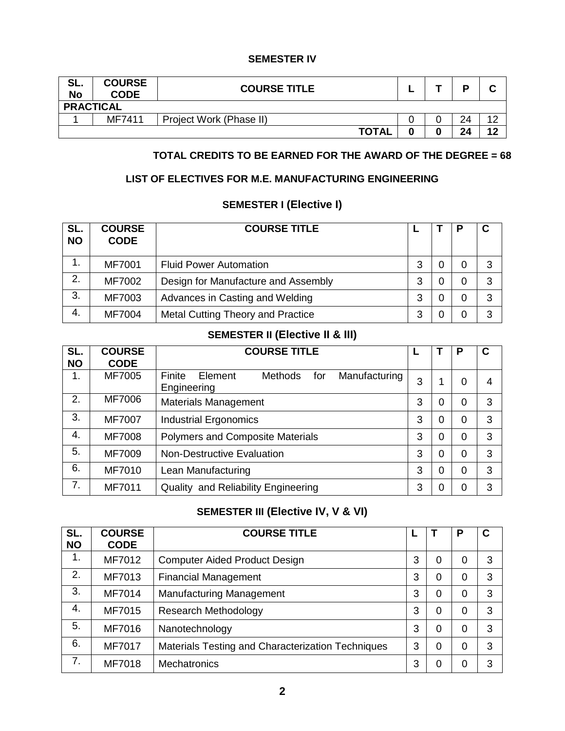## SEMESTER IV

| SL. No | COURSE CODE | COURSE TITLE | L | T | P | C |
|---|---|---|---|---|---|---|
| **PRACTICAL** | | | | | | |
| 1 | MF7411 | Project Work (Phase II) | 0 | 0 | 24 | 12 |
| | | **TOTAL** | **0** | **0** | **24** | **12** |

**TOTAL CREDITS TO BE EARNED FOR THE AWARD OF THE DEGREE = 68**

## LIST OF ELECTIVES FOR M.E. MANUFACTURING ENGINEERING

### SEMESTER I (Elective I)

| SL. NO | COURSE CODE | COURSE TITLE | L | T | P | C |
|---|---|---|---|---|---|---|
| 1. | MF7001 | Fluid Power Automation | 3 | 0 | 0 | 3 |
| 2. | MF7002 | Design for Manufacture and Assembly | 3 | 0 | 0 | 3 |
| 3. | MF7003 | Advances in Casting and Welding | 3 | 0 | 0 | 3 |
| 4. | MF7004 | Metal Cutting Theory and Practice | 3 | 0 | 0 | 3 |

### SEMESTER II (Elective II & III)

| SL. NO | COURSE CODE | COURSE TITLE | L | T | P | C |
|---|---|---|---|---|---|---|
| 1. | MF7005 | Finite Element Methods for Manufacturing Engineering | 3 | 1 | 0 | 4 |
| 2. | MF7006 | Materials Management | 3 | 0 | 0 | 3 |
| 3. | MF7007 | Industrial Ergonomics | 3 | 0 | 0 | 3 |
| 4. | MF7008 | Polymers and Composite Materials | 3 | 0 | 0 | 3 |
| 5. | MF7009 | Non-Destructive Evaluation | 3 | 0 | 0 | 3 |
| 6. | MF7010 | Lean Manufacturing | 3 | 0 | 0 | 3 |
| 7. | MF7011 | Quality and Reliability Engineering | 3 | 0 | 0 | 3 |

### SEMESTER III (Elective IV, V & VI)

| SL. NO | COURSE CODE | COURSE TITLE | L | T | P | C |
|---|---|---|---|---|---|---|
| 1. | MF7012 | Computer Aided Product Design | 3 | 0 | 0 | 3 |
| 2. | MF7013 | Financial Management | 3 | 0 | 0 | 3 |
| 3. | MF7014 | Manufacturing Management | 3 | 0 | 0 | 3 |
| 4. | MF7015 | Research Methodology | 3 | 0 | 0 | 3 |
| 5. | MF7016 | Nanotechnology | 3 | 0 | 0 | 3 |
| 6. | MF7017 | Materials Testing and Characterization Techniques | 3 | 0 | 0 | 3 |
| 7. | MF7018 | Mechatronics | 3 | 0 | 0 | 3 |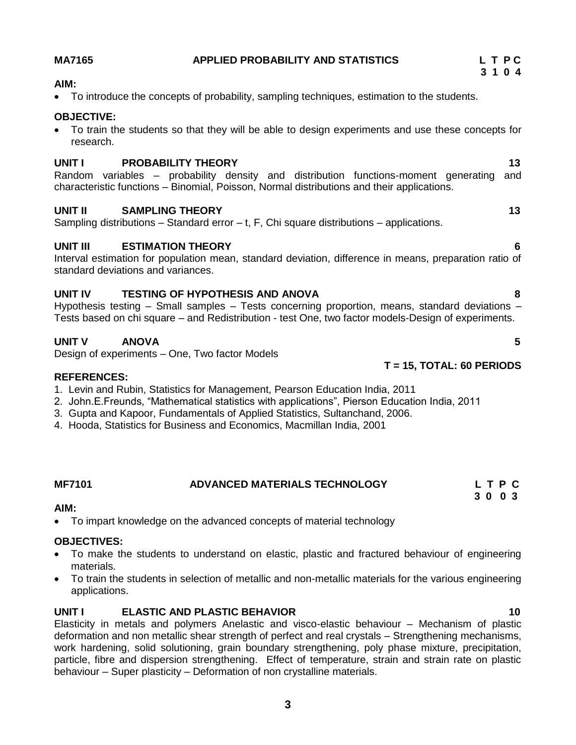**MA7165 APPLIED PROBABILITY AND STATISTICS**

**L T P C**
**3 1 0 4**

**AIM:**

- To introduce the concepts of probability, sampling techniques, estimation to the students.

**OBJECTIVE:**

- To train the students so that they will be able to design experiments and use these concepts for research.

**UNIT I PROBABILITY THEORY 13**

Random variables – probability density and distribution functions-moment generating and characteristic functions – Binomial, Poisson, Normal distributions and their applications.

**UNIT II SAMPLING THEORY 13**

Sampling distributions – Standard error – t, F, Chi square distributions – applications.

**UNIT III ESTIMATION THEORY 6**

Interval estimation for population mean, standard deviation, difference in means, preparation ratio of standard deviations and variances.

**UNIT IV TESTING OF HYPOTHESIS AND ANOVA 8**

Hypothesis testing – Small samples – Tests concerning proportion, means, standard deviations – Tests based on chi square – and Redistribution - test One, two factor models-Design of experiments.

**UNIT V ANOVA 5**

Design of experiments – One, Two factor Models

**T = 15, TOTAL: 60 PERIODS**

**REFERENCES:**

1. Levin and Rubin, Statistics for Management, Pearson Education India, 2011
2. John.E.Freunds, "Mathematical statistics with applications", Pierson Education India, 2011
3. Gupta and Kapoor, Fundamentals of Applied Statistics, Sultanchand, 2006.
4. Hooda, Statistics for Business and Economics, Macmillan India, 2001

**MF7101 ADVANCED MATERIALS TECHNOLOGY**

**L T P C**
**3 0 0 3**

**AIM:**

- To impart knowledge on the advanced concepts of material technology

**OBJECTIVES:**

- To make the students to understand on elastic, plastic and fractured behaviour of engineering materials.
- To train the students in selection of metallic and non-metallic materials for the various engineering applications.

**UNIT I ELASTIC AND PLASTIC BEHAVIOR 10**

Elasticity in metals and polymers Anelastic and visco-elastic behaviour – Mechanism of plastic deformation and non metallic shear strength of perfect and real crystals – Strengthening mechanisms, work hardening, solid solutioning, grain boundary strengthening, poly phase mixture, precipitation, particle, fibre and dispersion strengthening. Effect of temperature, strain and strain rate on plastic behaviour – Super plasticity – Deformation of non crystalline materials.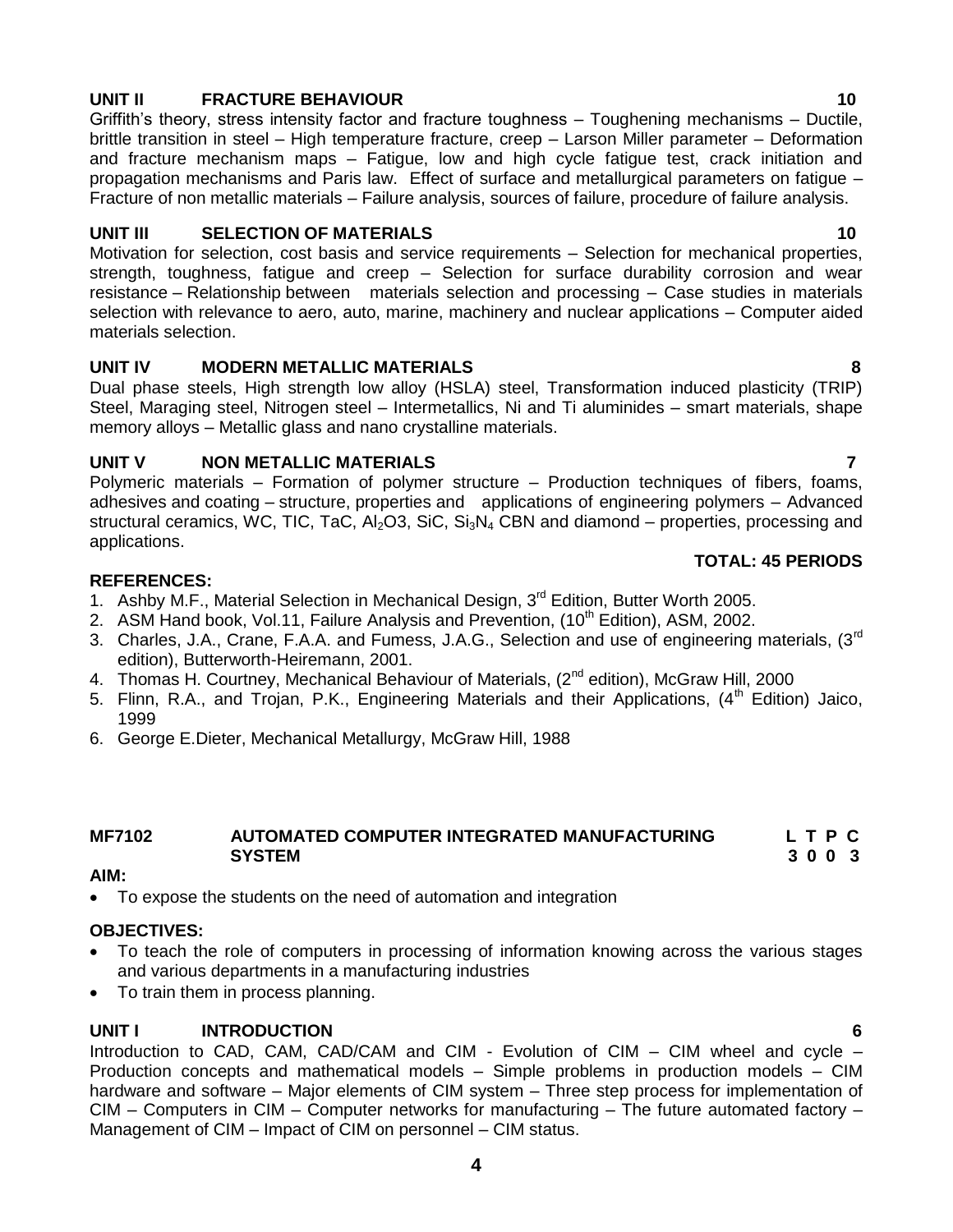### UNIT II FRACTURE BEHAVIOUR 10

Griffith's theory, stress intensity factor and fracture toughness – Toughening mechanisms – Ductile, brittle transition in steel – High temperature fracture, creep – Larson Miller parameter – Deformation and fracture mechanism maps – Fatigue, low and high cycle fatigue test, crack initiation and propagation mechanisms and Paris law. Effect of surface and metallurgical parameters on fatigue – Fracture of non metallic materials – Failure analysis, sources of failure, procedure of failure analysis.

### UNIT III SELECTION OF MATERIALS 10

Motivation for selection, cost basis and service requirements – Selection for mechanical properties, strength, toughness, fatigue and creep – Selection for surface durability corrosion and wear resistance – Relationship between materials selection and processing – Case studies in materials selection with relevance to aero, auto, marine, machinery and nuclear applications – Computer aided materials selection.

### UNIT IV MODERN METALLIC MATERIALS 8

Dual phase steels, High strength low alloy (HSLA) steel, Transformation induced plasticity (TRIP) Steel, Maraging steel, Nitrogen steel – Intermetallics, Ni and Ti aluminides – smart materials, shape memory alloys – Metallic glass and nano crystalline materials.

### UNIT V NON METALLIC MATERIALS 7

Polymeric materials – Formation of polymer structure – Production techniques of fibers, foams, adhesives and coating – structure, properties and applications of engineering polymers – Advanced structural ceramics, WC, TIC, TaC, $Al_2O3$, SiC, $Si_3N_4$ CBN and diamond – properties, processing and applications.

**TOTAL: 45 PERIODS**

**REFERENCES:**

1. Ashby M.F., Material Selection in Mechanical Design, 3rd Edition, Butter Worth 2005.
2. ASM Hand book, Vol.11, Failure Analysis and Prevention, (10th Edition), ASM, 2002.
3. Charles, J.A., Crane, F.A.A. and Fumess, J.A.G., Selection and use of engineering materials, (3rd edition), Butterworth-Heiremann, 2001.
4. Thomas H. Courtney, Mechanical Behaviour of Materials, (2nd edition), McGraw Hill, 2000
5. Flinn, R.A., and Trojan, P.K., Engineering Materials and their Applications, (4th Edition) Jaico, 1999
6. George E.Dieter, Mechanical Metallurgy, McGraw Hill, 1988

## MF7102 AUTOMATED COMPUTER INTEGRATED MANUFACTURING SYSTEM

| L | T | P | C |
|---|---|---|---|
| 3 | 0 | 0 | 3 |

**AIM:**

- To expose the students on the need of automation and integration

**OBJECTIVES:**

- To teach the role of computers in processing of information knowing across the various stages and various departments in a manufacturing industries
- To train them in process planning.

### UNIT I INTRODUCTION 6

Introduction to CAD, CAM, CAD/CAM and CIM - Evolution of CIM – CIM wheel and cycle – Production concepts and mathematical models – Simple problems in production models – CIM hardware and software – Major elements of CIM system – Three step process for implementation of CIM – Computers in CIM – Computer networks for manufacturing – The future automated factory – Management of CIM – Impact of CIM on personnel – CIM status.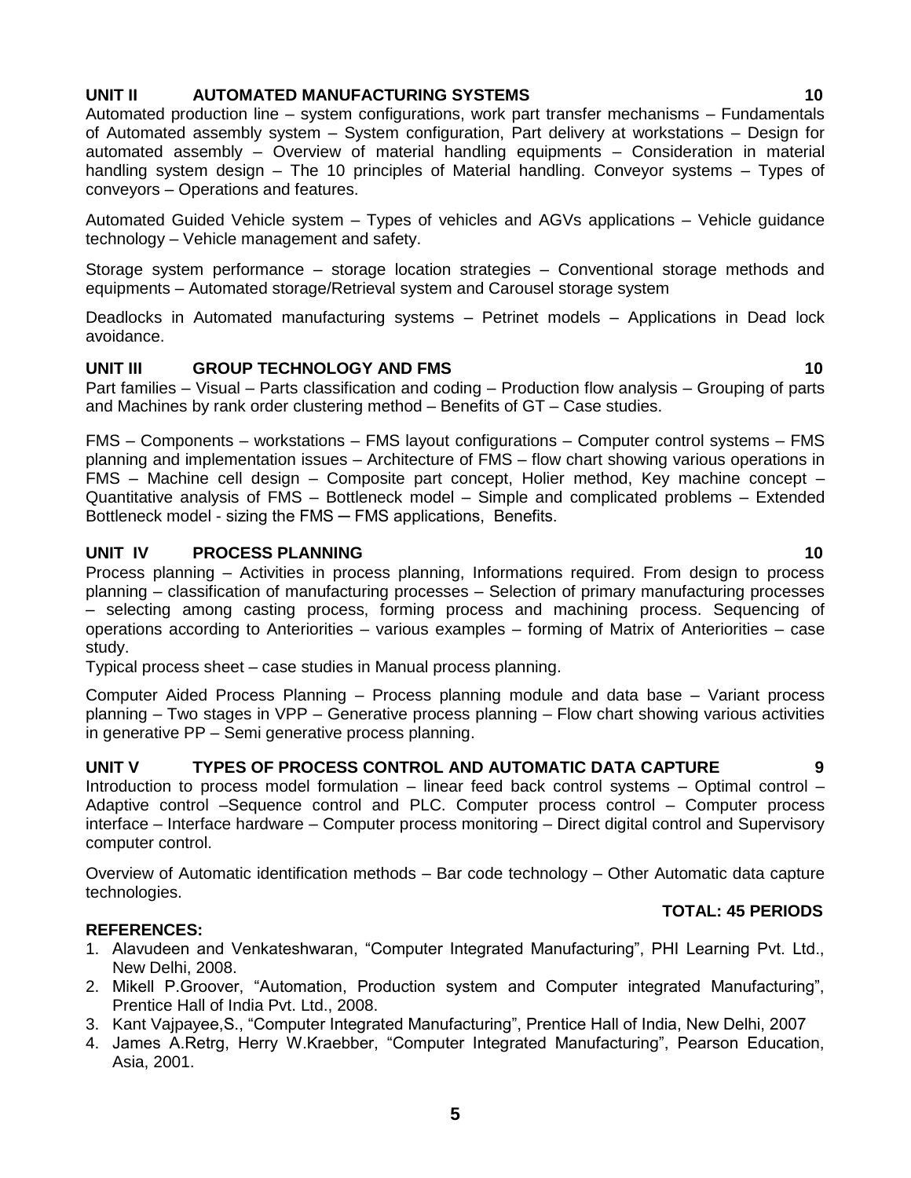## UNIT II AUTOMATED MANUFACTURING SYSTEMS 10

Automated production line – system configurations, work part transfer mechanisms – Fundamentals of Automated assembly system – System configuration, Part delivery at workstations – Design for automated assembly – Overview of material handling equipments – Consideration in material handling system design – The 10 principles of Material handling. Conveyor systems – Types of conveyors – Operations and features.

Automated Guided Vehicle system – Types of vehicles and AGVs applications – Vehicle guidance technology – Vehicle management and safety.

Storage system performance – storage location strategies – Conventional storage methods and equipments – Automated storage/Retrieval system and Carousel storage system

Deadlocks in Automated manufacturing systems – Petrinet models – Applications in Dead lock avoidance.

## UNIT III GROUP TECHNOLOGY AND FMS 10

Part families – Visual – Parts classification and coding – Production flow analysis – Grouping of parts and Machines by rank order clustering method – Benefits of GT – Case studies.

FMS – Components – workstations – FMS layout configurations – Computer control systems – FMS planning and implementation issues – Architecture of FMS – flow chart showing various operations in FMS – Machine cell design – Composite part concept, Holier method, Key machine concept – Quantitative analysis of FMS – Bottleneck model – Simple and complicated problems – Extended Bottleneck model - sizing the FMS ─ FMS applications, Benefits.

## UNIT IV PROCESS PLANNING 10

Process planning – Activities in process planning, Informations required. From design to process planning – classification of manufacturing processes – Selection of primary manufacturing processes – selecting among casting process, forming process and machining process. Sequencing of operations according to Anteriorities – various examples – forming of Matrix of Anteriorities – case study.

Typical process sheet – case studies in Manual process planning.

Computer Aided Process Planning – Process planning module and data base – Variant process planning – Two stages in VPP – Generative process planning – Flow chart showing various activities in generative PP – Semi generative process planning.

## UNIT V TYPES OF PROCESS CONTROL AND AUTOMATIC DATA CAPTURE 9

Introduction to process model formulation – linear feed back control systems – Optimal control – Adaptive control –Sequence control and PLC. Computer process control – Computer process interface – Interface hardware – Computer process monitoring – Direct digital control and Supervisory computer control.

Overview of Automatic identification methods – Bar code technology – Other Automatic data capture technologies.

**TOTAL: 45 PERIODS**

**REFERENCES:**

1. Alavudeen and Venkateshwaran, "Computer Integrated Manufacturing", PHI Learning Pvt. Ltd., New Delhi, 2008.
2. Mikell P.Groover, "Automation, Production system and Computer integrated Manufacturing", Prentice Hall of India Pvt. Ltd., 2008.
3. Kant Vajpayee,S., "Computer Integrated Manufacturing", Prentice Hall of India, New Delhi, 2007
4. James A.Retrg, Herry W.Kraebber, "Computer Integrated Manufacturing", Pearson Education, Asia, 2001.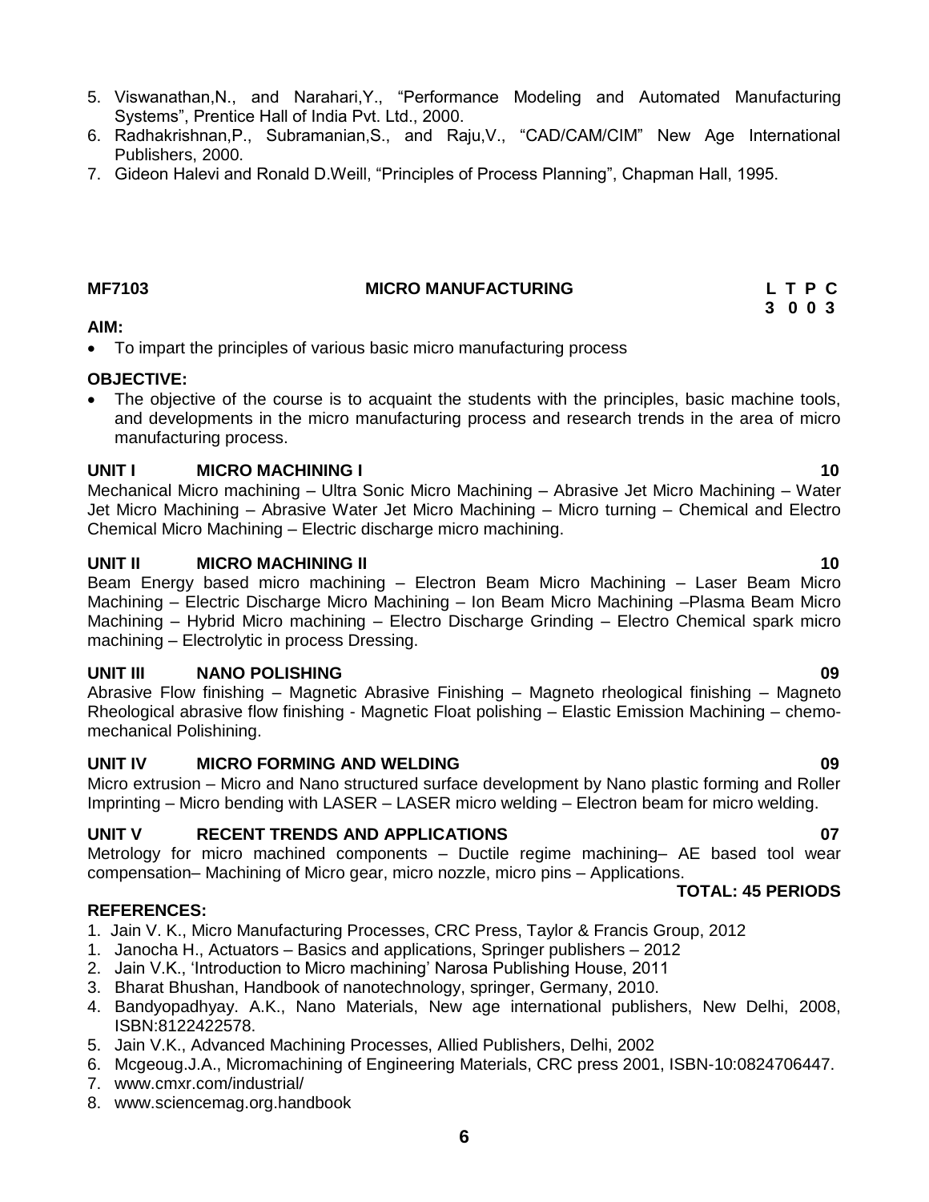5. Viswanathan,N., and Narahari,Y., "Performance Modeling and Automated Manufacturing Systems", Prentice Hall of India Pvt. Ltd., 2000.
6. Radhakrishnan,P., Subramanian,S., and Raju,V., "CAD/CAM/CIM" New Age International Publishers, 2000.
7. Gideon Halevi and Ronald D.Weill, "Principles of Process Planning", Chapman Hall, 1995.

## MF7103 MICRO MANUFACTURING

**L T P C**
**3 0 0 3**

**AIM:**

- To impart the principles of various basic micro manufacturing process

**OBJECTIVE:**

- The objective of the course is to acquaint the students with the principles, basic machine tools, and developments in the micro manufacturing process and research trends in the area of micro manufacturing process.

**UNIT I MICRO MACHINING I 10**

Mechanical Micro machining – Ultra Sonic Micro Machining – Abrasive Jet Micro Machining – Water Jet Micro Machining – Abrasive Water Jet Micro Machining – Micro turning – Chemical and Electro Chemical Micro Machining – Electric discharge micro machining.

**UNIT II MICRO MACHINING II 10**

Beam Energy based micro machining – Electron Beam Micro Machining – Laser Beam Micro Machining – Electric Discharge Micro Machining – Ion Beam Micro Machining –Plasma Beam Micro Machining – Hybrid Micro machining – Electro Discharge Grinding – Electro Chemical spark micro machining – Electrolytic in process Dressing.

**UNIT III NANO POLISHING 09**

Abrasive Flow finishing – Magnetic Abrasive Finishing – Magneto rheological finishing – Magneto Rheological abrasive flow finishing - Magnetic Float polishing – Elastic Emission Machining – chemo-mechanical Polishining.

**UNIT IV MICRO FORMING AND WELDING 09**

Micro extrusion – Micro and Nano structured surface development by Nano plastic forming and Roller Imprinting – Micro bending with LASER – LASER micro welding – Electron beam for micro welding.

**UNIT V RECENT TRENDS AND APPLICATIONS 07**

Metrology for micro machined components – Ductile regime machining– AE based tool wear compensation– Machining of Micro gear, micro nozzle, micro pins – Applications.

**TOTAL: 45 PERIODS**

**REFERENCES:**

1. Jain V. K., Micro Manufacturing Processes, CRC Press, Taylor & Francis Group, 2012
1. Janocha H., Actuators – Basics and applications, Springer publishers – 2012
2. Jain V.K., 'Introduction to Micro machining' Narosa Publishing House, 2011
3. Bharat Bhushan, Handbook of nanotechnology, springer, Germany, 2010.
4. Bandyopadhyay. A.K., Nano Materials, New age international publishers, New Delhi, 2008, ISBN:8122422578.
5. Jain V.K., Advanced Machining Processes, Allied Publishers, Delhi, 2002
6. Mcgeoug.J.A., Micromachining of Engineering Materials, CRC press 2001, ISBN-10:0824706447.
7. www.cmxr.com/industrial/
8. www.sciencemag.org.handbook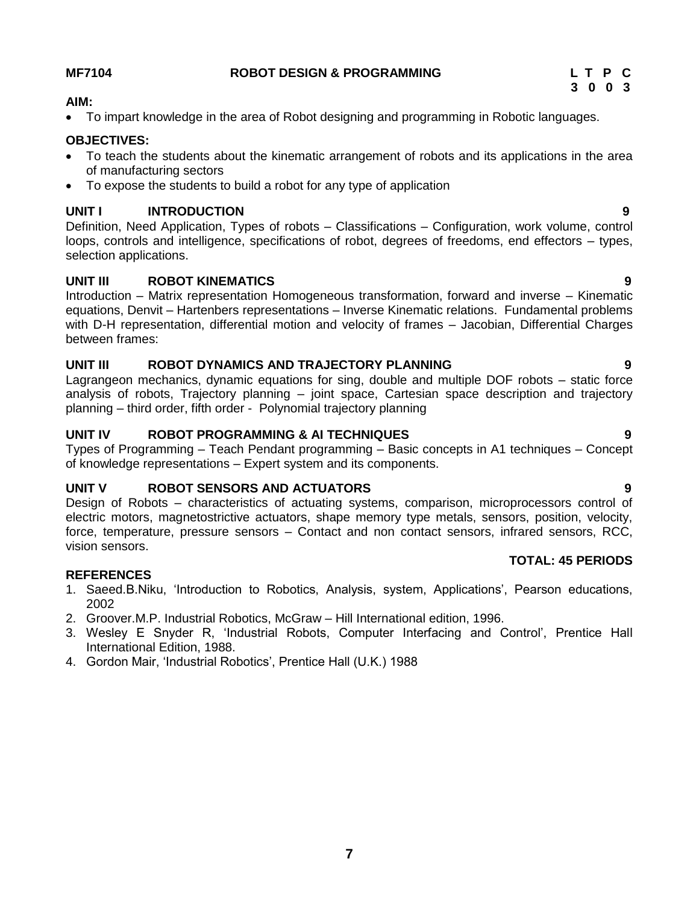**MF7104 ROBOT DESIGN & PROGRAMMING**

| L | T | P | C |
|---|---|---|---|
| 3 | 0 | 0 | 3 |

**AIM:**

- To impart knowledge in the area of Robot designing and programming in Robotic languages.

**OBJECTIVES:**

- To teach the students about the kinematic arrangement of robots and its applications in the area of manufacturing sectors
- To expose the students to build a robot for any type of application

**UNIT I INTRODUCTION 9**

Definition, Need Application, Types of robots – Classifications – Configuration, work volume, control loops, controls and intelligence, specifications of robot, degrees of freedoms, end effectors – types, selection applications.

**UNIT III ROBOT KINEMATICS 9**

Introduction – Matrix representation Homogeneous transformation, forward and inverse – Kinematic equations, Denvit – Hartenbers representations – Inverse Kinematic relations. Fundamental problems with D-H representation, differential motion and velocity of frames – Jacobian, Differential Charges between frames:

**UNIT III ROBOT DYNAMICS AND TRAJECTORY PLANNING 9**

Lagrangeon mechanics, dynamic equations for sing, double and multiple DOF robots – static force analysis of robots, Trajectory planning – joint space, Cartesian space description and trajectory planning – third order, fifth order - Polynomial trajectory planning

**UNIT IV ROBOT PROGRAMMING & AI TECHNIQUES 9**

Types of Programming – Teach Pendant programming – Basic concepts in A1 techniques – Concept of knowledge representations – Expert system and its components.

**UNIT V ROBOT SENSORS AND ACTUATORS 9**

Design of Robots – characteristics of actuating systems, comparison, microprocessors control of electric motors, magnetostrictive actuators, shape memory type metals, sensors, position, velocity, force, temperature, pressure sensors – Contact and non contact sensors, infrared sensors, RCC, vision sensors.

**TOTAL: 45 PERIODS**

**REFERENCES**

1. Saeed.B.Niku, 'Introduction to Robotics, Analysis, system, Applications', Pearson educations, 2002
2. Groover.M.P. Industrial Robotics, McGraw – Hill International edition, 1996.
3. Wesley E Snyder R, 'Industrial Robots, Computer Interfacing and Control', Prentice Hall International Edition, 1988.
4. Gordon Mair, 'Industrial Robotics', Prentice Hall (U.K.) 1988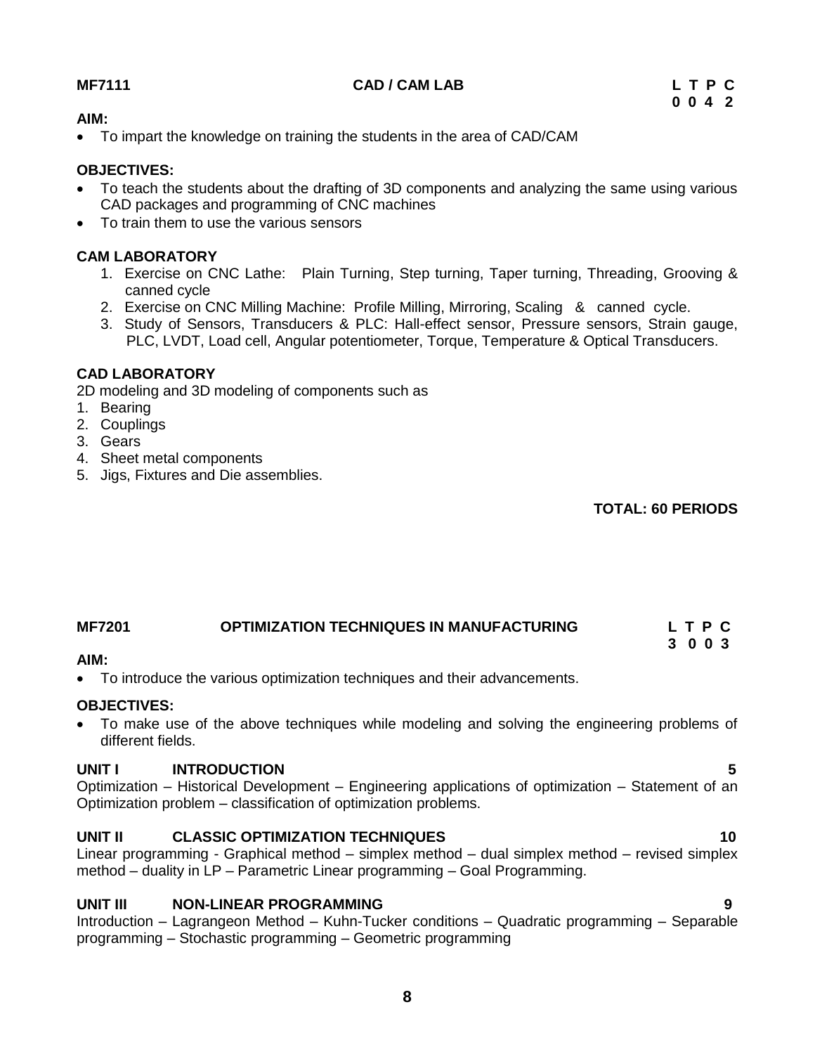**MF7111 CAD / CAM LAB**

| L | T | P | C |
|---|---|---|---|
| 0 | 0 | 4 | 2 |

**AIM:**

- To impart the knowledge on training the students in the area of CAD/CAM

**OBJECTIVES:**

- To teach the students about the drafting of 3D components and analyzing the same using various CAD packages and programming of CNC machines
- To train them to use the various sensors

**CAM LABORATORY**

1. Exercise on CNC Lathe: Plain Turning, Step turning, Taper turning, Threading, Grooving & canned cycle
2. Exercise on CNC Milling Machine: Profile Milling, Mirroring, Scaling & canned cycle.
3. Study of Sensors, Transducers & PLC: Hall-effect sensor, Pressure sensors, Strain gauge, PLC, LVDT, Load cell, Angular potentiometer, Torque, Temperature & Optical Transducers.

**CAD LABORATORY**

2D modeling and 3D modeling of components such as

1. Bearing
2. Couplings
3. Gears
4. Sheet metal components
5. Jigs, Fixtures and Die assemblies.

**TOTAL: 60 PERIODS**

**MF7201 OPTIMIZATION TECHNIQUES IN MANUFACTURING**

| L | T | P | C |
|---|---|---|---|
| 3 | 0 | 0 | 3 |

**AIM:**

- To introduce the various optimization techniques and their advancements.

**OBJECTIVES:**

- To make use of the above techniques while modeling and solving the engineering problems of different fields.

**UNIT I INTRODUCTION** **5**

Optimization – Historical Development – Engineering applications of optimization – Statement of an Optimization problem – classification of optimization problems.

**UNIT II CLASSIC OPTIMIZATION TECHNIQUES** **10**

Linear programming - Graphical method – simplex method – dual simplex method – revised simplex method – duality in LP – Parametric Linear programming – Goal Programming.

**UNIT III NON-LINEAR PROGRAMMING** **9**

Introduction – Lagrangeon Method – Kuhn-Tucker conditions – Quadratic programming – Separable programming – Stochastic programming – Geometric programming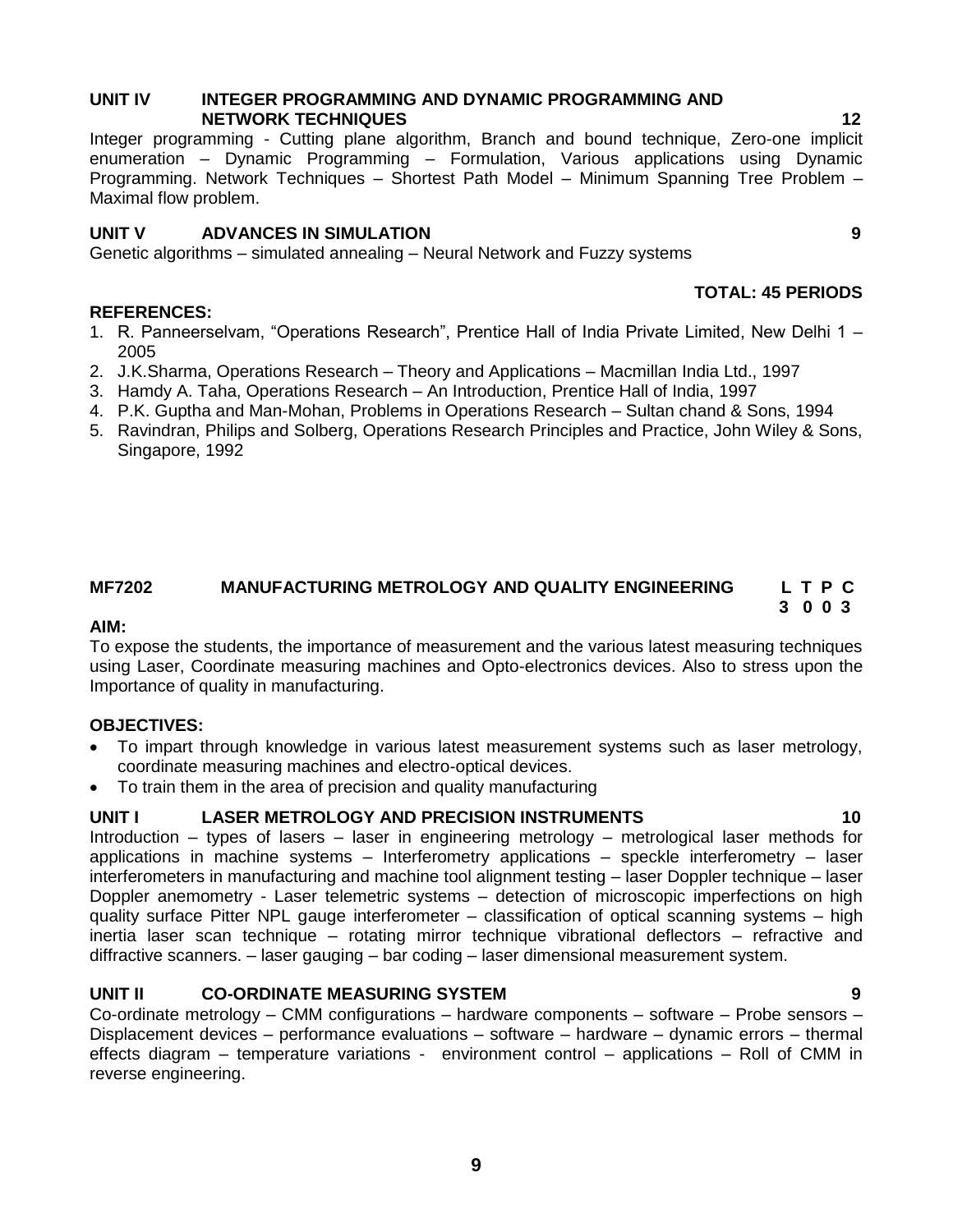### UNIT IV INTEGER PROGRAMMING AND DYNAMIC PROGRAMMING AND NETWORK TECHNIQUES 12

Integer programming - Cutting plane algorithm, Branch and bound technique, Zero-one implicit enumeration – Dynamic Programming – Formulation, Various applications using Dynamic Programming. Network Techniques – Shortest Path Model – Minimum Spanning Tree Problem – Maximal flow problem.

### UNIT V ADVANCES IN SIMULATION 9

Genetic algorithms – simulated annealing – Neural Network and Fuzzy systems

**TOTAL: 45 PERIODS**

**REFERENCES:**

1. R. Panneerselvam, "Operations Research", Prentice Hall of India Private Limited, New Delhi 1 – 2005
2. J.K.Sharma, Operations Research – Theory and Applications – Macmillan India Ltd., 1997
3. Hamdy A. Taha, Operations Research – An Introduction, Prentice Hall of India, 1997
4. P.K. Guptha and Man-Mohan, Problems in Operations Research – Sultan chand & Sons, 1994
5. Ravindran, Philips and Solberg, Operations Research Principles and Practice, John Wiley & Sons, Singapore, 1992

## MF7202 MANUFACTURING METROLOGY AND QUALITY ENGINEERING

| L | T | P | C |
|---|---|---|---|
| 3 | 0 | 0 | 3 |

**AIM:**

To expose the students, the importance of measurement and the various latest measuring techniques using Laser, Coordinate measuring machines and Opto-electronics devices. Also to stress upon the Importance of quality in manufacturing.

**OBJECTIVES:**

- To impart through knowledge in various latest measurement systems such as laser metrology, coordinate measuring machines and electro-optical devices.
- To train them in the area of precision and quality manufacturing

### UNIT I LASER METROLOGY AND PRECISION INSTRUMENTS 10

Introduction – types of lasers – laser in engineering metrology – metrological laser methods for applications in machine systems – Interferometry applications – speckle interferometry – laser interferometers in manufacturing and machine tool alignment testing – laser Doppler technique – laser Doppler anemometry - Laser telemetric systems – detection of microscopic imperfections on high quality surface Pitter NPL gauge interferometer – classification of optical scanning systems – high inertia laser scan technique – rotating mirror technique vibrational deflectors – refractive and diffractive scanners. – laser gauging – bar coding – laser dimensional measurement system.

### UNIT II CO-ORDINATE MEASURING SYSTEM 9

Co-ordinate metrology – CMM configurations – hardware components – software – Probe sensors – Displacement devices – performance evaluations – software – hardware – dynamic errors – thermal effects diagram – temperature variations - environment control – applications – Roll of CMM in reverse engineering.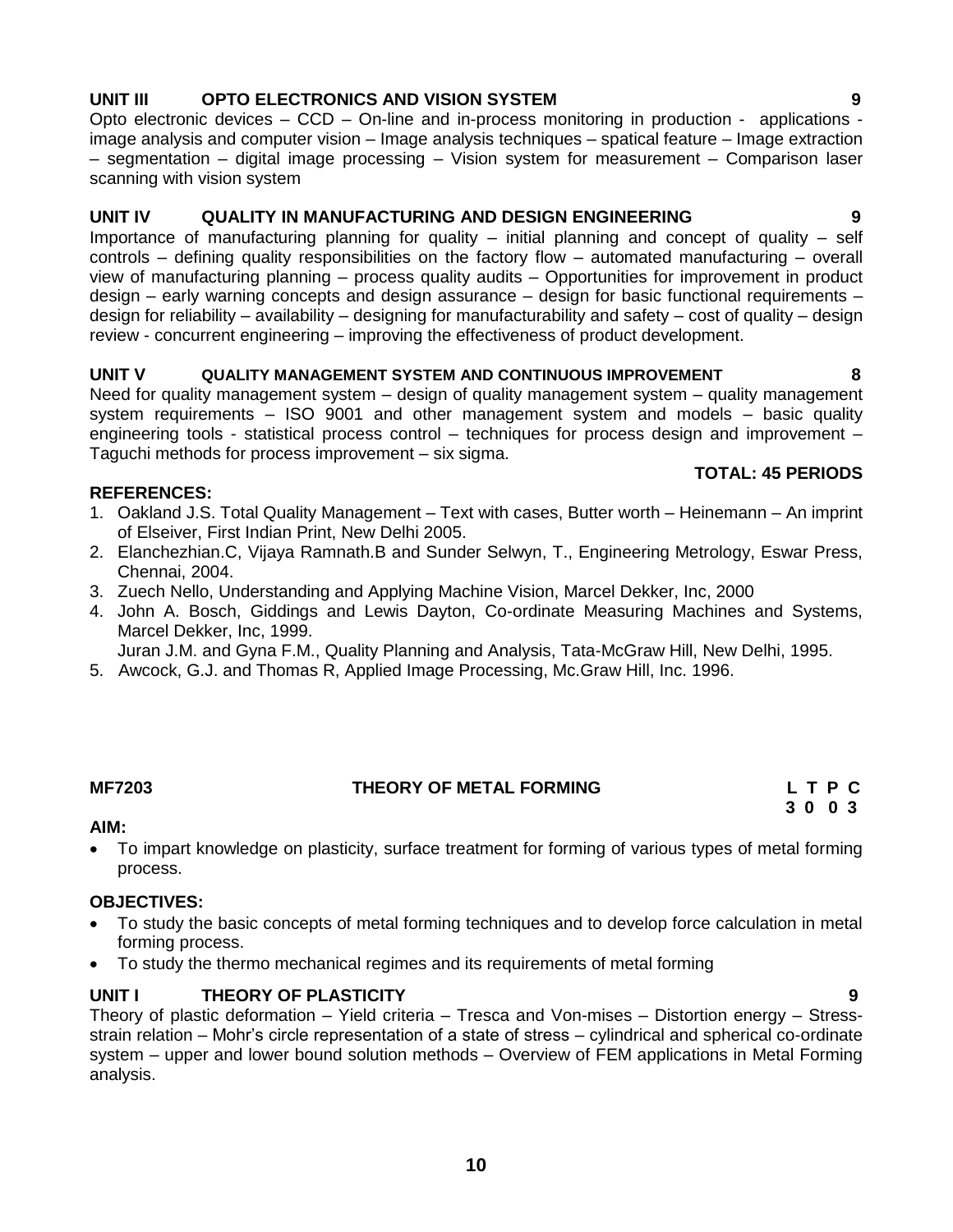**UNIT III OPTO ELECTRONICS AND VISION SYSTEM 9**

Opto electronic devices – CCD – On-line and in-process monitoring in production - applications - image analysis and computer vision – Image analysis techniques – spatical feature – Image extraction – segmentation – digital image processing – Vision system for measurement – Comparison laser scanning with vision system

**UNIT IV QUALITY IN MANUFACTURING AND DESIGN ENGINEERING 9**

Importance of manufacturing planning for quality – initial planning and concept of quality – self controls – defining quality responsibilities on the factory flow – automated manufacturing – overall view of manufacturing planning – process quality audits – Opportunities for improvement in product design – early warning concepts and design assurance – design for basic functional requirements – design for reliability – availability – designing for manufacturability and safety – cost of quality – design review - concurrent engineering – improving the effectiveness of product development.

**UNIT V QUALITY MANAGEMENT SYSTEM AND CONTINUOUS IMPROVEMENT 8**

Need for quality management system – design of quality management system – quality management system requirements – ISO 9001 and other management system and models – basic quality engineering tools - statistical process control – techniques for process design and improvement – Taguchi methods for process improvement – six sigma.

**TOTAL: 45 PERIODS**

**REFERENCES:**

1. Oakland J.S. Total Quality Management – Text with cases, Butter worth – Heinemann – An imprint of Elseiver, First Indian Print, New Delhi 2005.
2. Elanchezhian.C, Vijaya Ramnath.B and Sunder Selwyn, T., Engineering Metrology, Eswar Press, Chennai, 2004.
3. Zuech Nello, Understanding and Applying Machine Vision, Marcel Dekker, Inc, 2000
4. John A. Bosch, Giddings and Lewis Dayton, Co-ordinate Measuring Machines and Systems, Marcel Dekker, Inc, 1999.
   Juran J.M. and Gyna F.M., Quality Planning and Analysis, Tata-McGraw Hill, New Delhi, 1995.
5. Awcock, G.J. and Thomas R, Applied Image Processing, Mc.Graw Hill, Inc. 1996.

## MF7203 THEORY OF METAL FORMING

| L | T | P | C |
|---|---|---|---|
| 3 | 0 | 0 | 3 |

**AIM:**

- To impart knowledge on plasticity, surface treatment for forming of various types of metal forming process.

**OBJECTIVES:**

- To study the basic concepts of metal forming techniques and to develop force calculation in metal forming process.
- To study the thermo mechanical regimes and its requirements of metal forming

**UNIT I THEORY OF PLASTICITY 9**

Theory of plastic deformation – Yield criteria – Tresca and Von-mises – Distortion energy – Stress-strain relation – Mohr's circle representation of a state of stress – cylindrical and spherical co-ordinate system – upper and lower bound solution methods – Overview of FEM applications in Metal Forming analysis.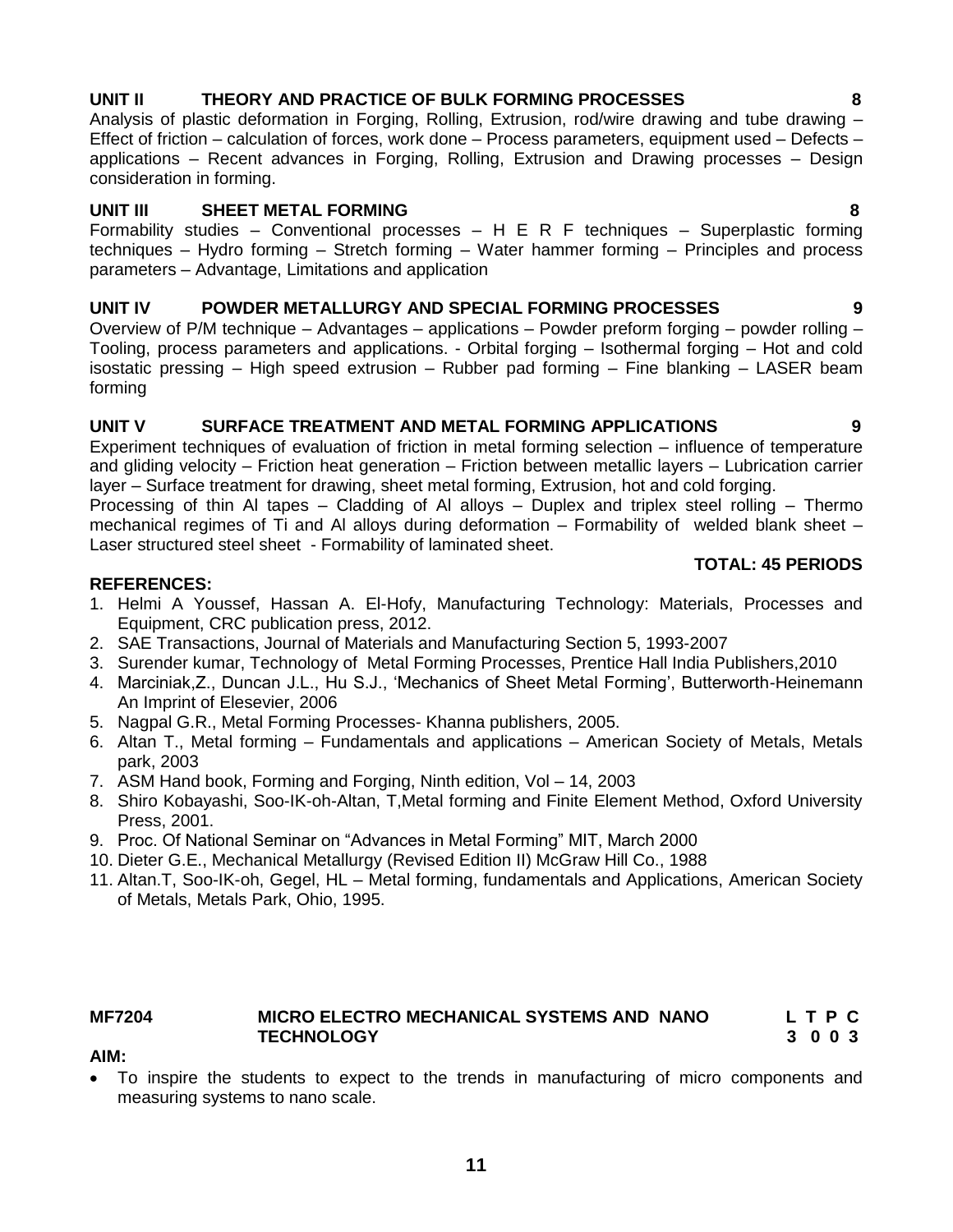**UNIT II THEORY AND PRACTICE OF BULK FORMING PROCESSES 8**

Analysis of plastic deformation in Forging, Rolling, Extrusion, rod/wire drawing and tube drawing – Effect of friction – calculation of forces, work done – Process parameters, equipment used – Defects – applications – Recent advances in Forging, Rolling, Extrusion and Drawing processes – Design consideration in forming.

**UNIT III SHEET METAL FORMING 8**

Formability studies – Conventional processes – H E R F techniques – Superplastic forming techniques – Hydro forming – Stretch forming – Water hammer forming – Principles and process parameters – Advantage, Limitations and application

**UNIT IV POWDER METALLURGY AND SPECIAL FORMING PROCESSES 9**

Overview of P/M technique – Advantages – applications – Powder preform forging – powder rolling – Tooling, process parameters and applications. - Orbital forging – Isothermal forging – Hot and cold isostatic pressing – High speed extrusion – Rubber pad forming – Fine blanking – LASER beam forming

**UNIT V SURFACE TREATMENT AND METAL FORMING APPLICATIONS 9**

Experiment techniques of evaluation of friction in metal forming selection – influence of temperature and gliding velocity – Friction heat generation – Friction between metallic layers – Lubrication carrier layer – Surface treatment for drawing, sheet metal forming, Extrusion, hot and cold forging.

Processing of thin Al tapes – Cladding of Al alloys – Duplex and triplex steel rolling – Thermo mechanical regimes of Ti and Al alloys during deformation – Formability of welded blank sheet – Laser structured steel sheet - Formability of laminated sheet.

**TOTAL: 45 PERIODS**

**REFERENCES:**

1. Helmi A Youssef, Hassan A. El-Hofy, Manufacturing Technology: Materials, Processes and Equipment, CRC publication press, 2012.
2. SAE Transactions, Journal of Materials and Manufacturing Section 5, 1993-2007
3. Surender kumar, Technology of Metal Forming Processes, Prentice Hall India Publishers,2010
4. Marciniak,Z., Duncan J.L., Hu S.J., 'Mechanics of Sheet Metal Forming', Butterworth-Heinemann An Imprint of Elesevier, 2006
5. Nagpal G.R., Metal Forming Processes- Khanna publishers, 2005.
6. Altan T., Metal forming – Fundamentals and applications – American Society of Metals, Metals park, 2003
7. ASM Hand book, Forming and Forging, Ninth edition, Vol – 14, 2003
8. Shiro Kobayashi, Soo-IK-oh-Altan, T,Metal forming and Finite Element Method, Oxford University Press, 2001.
9. Proc. Of National Seminar on "Advances in Metal Forming" MIT, March 2000
10. Dieter G.E., Mechanical Metallurgy (Revised Edition II) McGraw Hill Co., 1988
11. Altan.T, Soo-IK-oh, Gegel, HL – Metal forming, fundamentals and Applications, American Society of Metals, Metals Park, Ohio, 1995.

**MF7204 MICRO ELECTRO MECHANICAL SYSTEMS AND NANO TECHNOLOGY**

| L | T | P | C |
|---|---|---|---|
| 3 | 0 | 0 | 3 |

**AIM:**

- To inspire the students to expect to the trends in manufacturing of micro components and measuring systems to nano scale.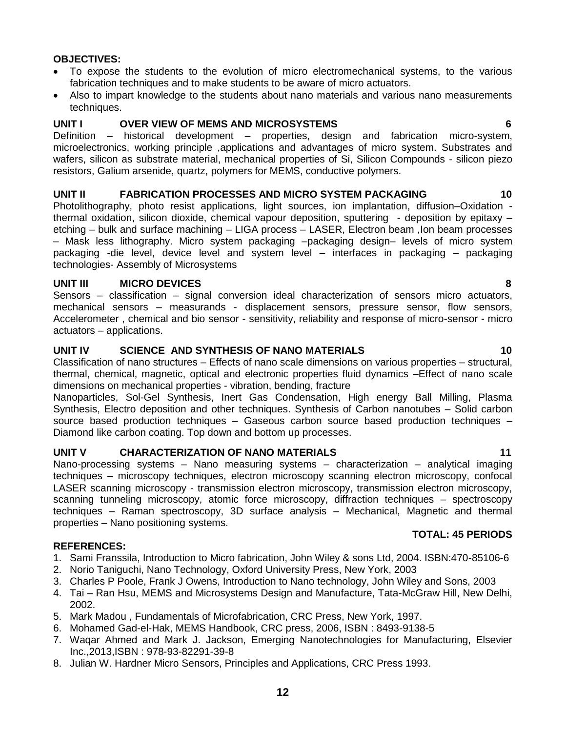**OBJECTIVES:**

- To expose the students to the evolution of micro electromechanical systems, to the various fabrication techniques and to make students to be aware of micro actuators.
- Also to impart knowledge to the students about nano materials and various nano measurements techniques.

**UNIT I OVER VIEW OF MEMS AND MICROSYSTEMS 6**

Definition – historical development – properties, design and fabrication micro-system, microelectronics, working principle ,applications and advantages of micro system. Substrates and wafers, silicon as substrate material, mechanical properties of Si, Silicon Compounds - silicon piezo resistors, Galium arsenide, quartz, polymers for MEMS, conductive polymers.

**UNIT II FABRICATION PROCESSES AND MICRO SYSTEM PACKAGING 10**

Photolithography, photo resist applications, light sources, ion implantation, diffusion–Oxidation - thermal oxidation, silicon dioxide, chemical vapour deposition, sputtering - deposition by epitaxy – etching – bulk and surface machining – LIGA process – LASER, Electron beam ,Ion beam processes – Mask less lithography. Micro system packaging –packaging design– levels of micro system packaging -die level, device level and system level – interfaces in packaging – packaging technologies- Assembly of Microsystems

**UNIT III MICRO DEVICES 8**

Sensors – classification – signal conversion ideal characterization of sensors micro actuators, mechanical sensors – measurands - displacement sensors, pressure sensor, flow sensors, Accelerometer , chemical and bio sensor - sensitivity, reliability and response of micro-sensor - micro actuators – applications.

**UNIT IV SCIENCE AND SYNTHESIS OF NANO MATERIALS 10**

Classification of nano structures – Effects of nano scale dimensions on various properties – structural, thermal, chemical, magnetic, optical and electronic properties fluid dynamics –Effect of nano scale dimensions on mechanical properties - vibration, bending, fracture

Nanoparticles, Sol-Gel Synthesis, Inert Gas Condensation, High energy Ball Milling, Plasma Synthesis, Electro deposition and other techniques. Synthesis of Carbon nanotubes – Solid carbon source based production techniques – Gaseous carbon source based production techniques – Diamond like carbon coating. Top down and bottom up processes.

**UNIT V CHARACTERIZATION OF NANO MATERIALS 11**

Nano-processing systems – Nano measuring systems – characterization – analytical imaging techniques – microscopy techniques, electron microscopy scanning electron microscopy, confocal LASER scanning microscopy - transmission electron microscopy, transmission electron microscopy, scanning tunneling microscopy, atomic force microscopy, diffraction techniques – spectroscopy techniques – Raman spectroscopy, 3D surface analysis – Mechanical, Magnetic and thermal properties – Nano positioning systems.

**TOTAL: 45 PERIODS**

**REFERENCES:**

1. Sami Franssila, Introduction to Micro fabrication, John Wiley & sons Ltd, 2004. ISBN:470-85106-6
2. Norio Taniguchi, Nano Technology, Oxford University Press, New York, 2003
3. Charles P Poole, Frank J Owens, Introduction to Nano technology, John Wiley and Sons, 2003
4. Tai – Ran Hsu, MEMS and Microsystems Design and Manufacture, Tata-McGraw Hill, New Delhi, 2002.
5. Mark Madou , Fundamentals of Microfabrication, CRC Press, New York, 1997.
6. Mohamed Gad-el-Hak, MEMS Handbook, CRC press, 2006, ISBN : 8493-9138-5
7. Waqar Ahmed and Mark J. Jackson, Emerging Nanotechnologies for Manufacturing, Elsevier Inc.,2013,ISBN : 978-93-82291-39-8
8. Julian W. Hardner Micro Sensors, Principles and Applications, CRC Press 1993.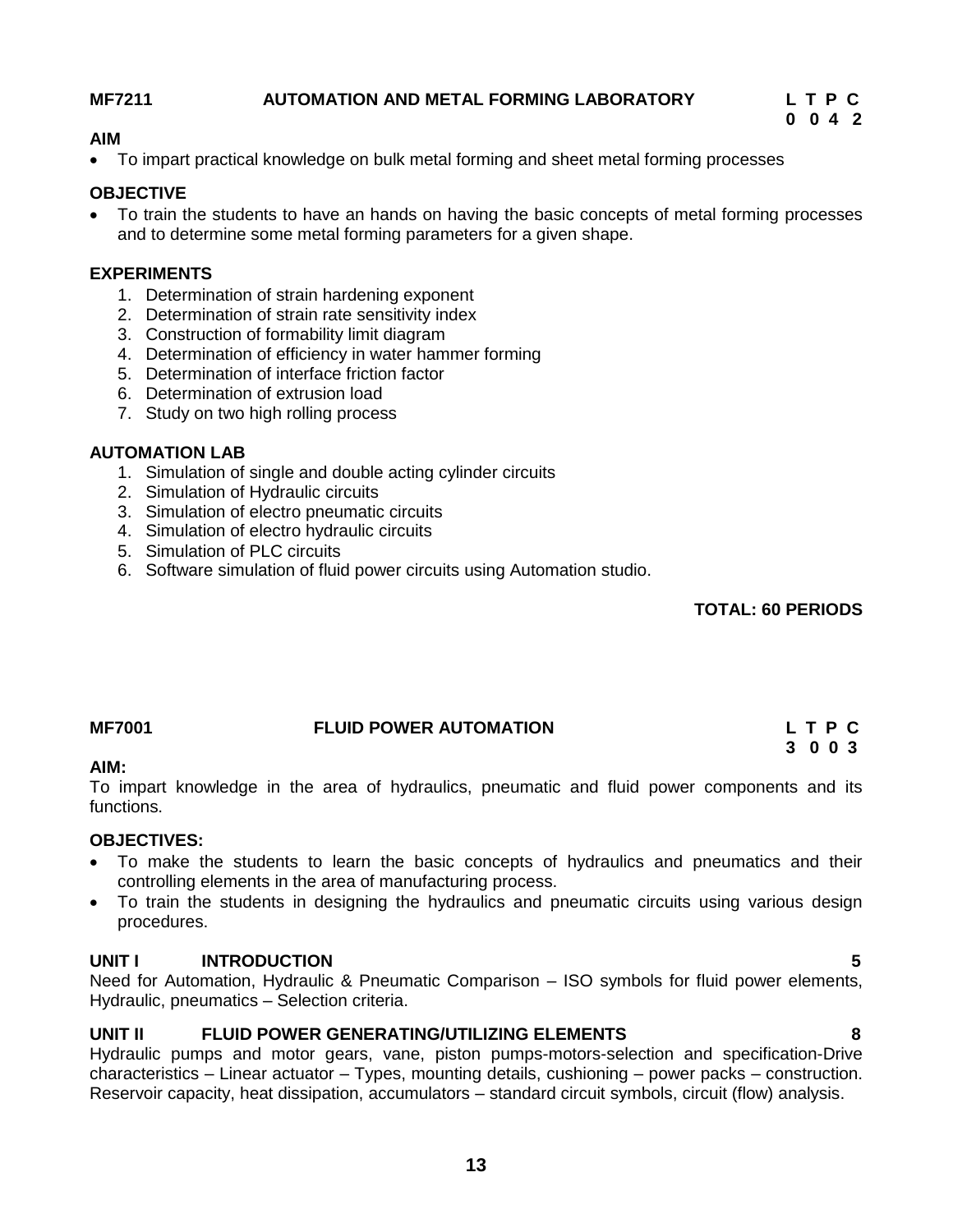## MF7211 AUTOMATION AND METAL FORMING LABORATORY

| L | T | P | C |
|---|---|---|---|
| 0 | 0 | 4 | 2 |

**AIM**

- To impart practical knowledge on bulk metal forming and sheet metal forming processes

**OBJECTIVE**

- To train the students to have an hands on having the basic concepts of metal forming processes and to determine some metal forming parameters for a given shape.

**EXPERIMENTS**

1. Determination of strain hardening exponent
2. Determination of strain rate sensitivity index
3. Construction of formability limit diagram
4. Determination of efficiency in water hammer forming
5. Determination of interface friction factor
6. Determination of extrusion load
7. Study on two high rolling process

**AUTOMATION LAB**

1. Simulation of single and double acting cylinder circuits
2. Simulation of Hydraulic circuits
3. Simulation of electro pneumatic circuits
4. Simulation of electro hydraulic circuits
5. Simulation of PLC circuits
6. Software simulation of fluid power circuits using Automation studio.

**TOTAL: 60 PERIODS**

## MF7001 FLUID POWER AUTOMATION

| L | T | P | C |
|---|---|---|---|
| 3 | 0 | 0 | 3 |

**AIM:**

To impart knowledge in the area of hydraulics, pneumatic and fluid power components and its functions.

**OBJECTIVES:**

- To make the students to learn the basic concepts of hydraulics and pneumatics and their controlling elements in the area of manufacturing process.
- To train the students in designing the hydraulics and pneumatic circuits using various design procedures.

**UNIT I INTRODUCTION 5**

Need for Automation, Hydraulic & Pneumatic Comparison – ISO symbols for fluid power elements, Hydraulic, pneumatics – Selection criteria.

**UNIT II FLUID POWER GENERATING/UTILIZING ELEMENTS 8**

Hydraulic pumps and motor gears, vane, piston pumps-motors-selection and specification-Drive characteristics – Linear actuator – Types, mounting details, cushioning – power packs – construction. Reservoir capacity, heat dissipation, accumulators – standard circuit symbols, circuit (flow) analysis.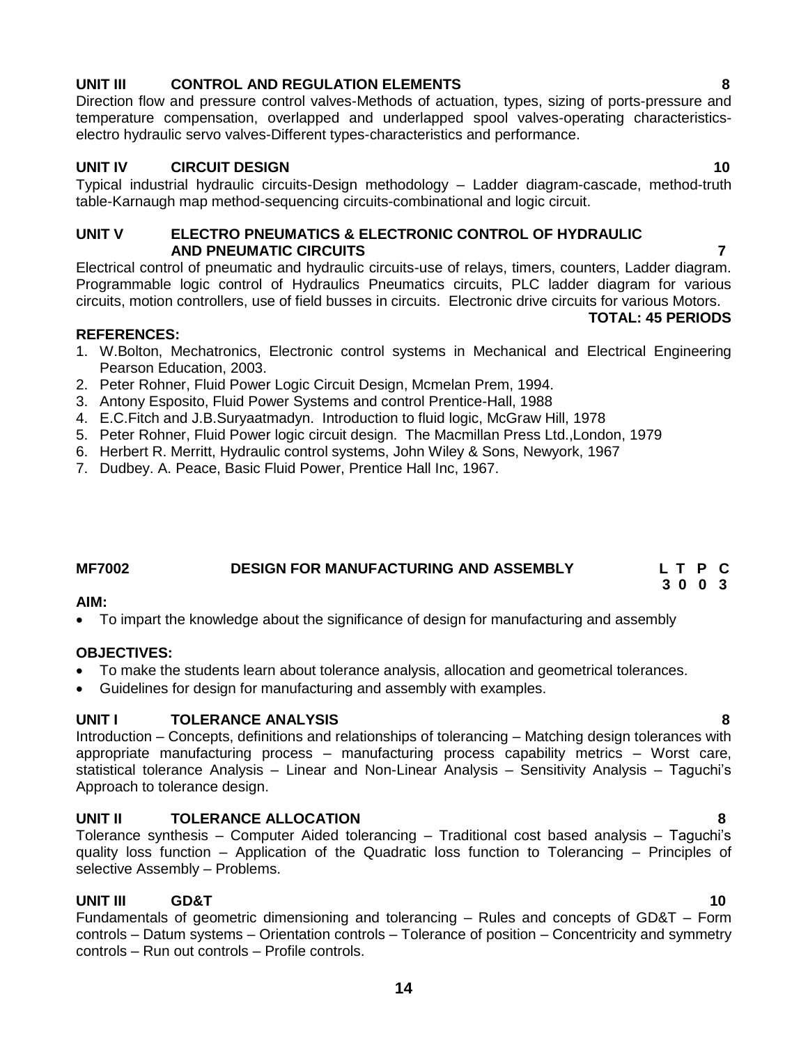**UNIT III CONTROL AND REGULATION ELEMENTS 8**

Direction flow and pressure control valves-Methods of actuation, types, sizing of ports-pressure and temperature compensation, overlapped and underlapped spool valves-operating characteristics-electro hydraulic servo valves-Different types-characteristics and performance.

**UNIT IV CIRCUIT DESIGN 10**

Typical industrial hydraulic circuits-Design methodology – Ladder diagram-cascade, method-truth table-Karnaugh map method-sequencing circuits-combinational and logic circuit.

**UNIT V ELECTRO PNEUMATICS & ELECTRONIC CONTROL OF HYDRAULIC AND PNEUMATIC CIRCUITS 7**

Electrical control of pneumatic and hydraulic circuits-use of relays, timers, counters, Ladder diagram. Programmable logic control of Hydraulics Pneumatics circuits, PLC ladder diagram for various circuits, motion controllers, use of field busses in circuits. Electronic drive circuits for various Motors.

**TOTAL: 45 PERIODS**

**REFERENCES:**

1. W.Bolton, Mechatronics, Electronic control systems in Mechanical and Electrical Engineering Pearson Education, 2003.
2. Peter Rohner, Fluid Power Logic Circuit Design, Mcmelan Prem, 1994.
3. Antony Esposito, Fluid Power Systems and control Prentice-Hall, 1988
4. E.C.Fitch and J.B.Suryaatmadyn. Introduction to fluid logic, McGraw Hill, 1978
5. Peter Rohner, Fluid Power logic circuit design. The Macmillan Press Ltd.,London, 1979
6. Herbert R. Merritt, Hydraulic control systems, John Wiley & Sons, Newyork, 1967
7. Dudbey. A. Peace, Basic Fluid Power, Prentice Hall Inc, 1967.

## MF7002 DESIGN FOR MANUFACTURING AND ASSEMBLY

| L | T | P | C |
|---|---|---|---|
| 3 | 0 | 0 | 3 |

**AIM:**

- To impart the knowledge about the significance of design for manufacturing and assembly

**OBJECTIVES:**

- To make the students learn about tolerance analysis, allocation and geometrical tolerances.
- Guidelines for design for manufacturing and assembly with examples.

**UNIT I TOLERANCE ANALYSIS 8**

Introduction – Concepts, definitions and relationships of tolerancing – Matching design tolerances with appropriate manufacturing process – manufacturing process capability metrics – Worst care, statistical tolerance Analysis – Linear and Non-Linear Analysis – Sensitivity Analysis – Taguchi's Approach to tolerance design.

**UNIT II TOLERANCE ALLOCATION 8**

Tolerance synthesis – Computer Aided tolerancing – Traditional cost based analysis – Taguchi's quality loss function – Application of the Quadratic loss function to Tolerancing – Principles of selective Assembly – Problems.

**UNIT III GD&T 10**

Fundamentals of geometric dimensioning and tolerancing – Rules and concepts of GD&T – Form controls – Datum systems – Orientation controls – Tolerance of position – Concentricity and symmetry controls – Run out controls – Profile controls.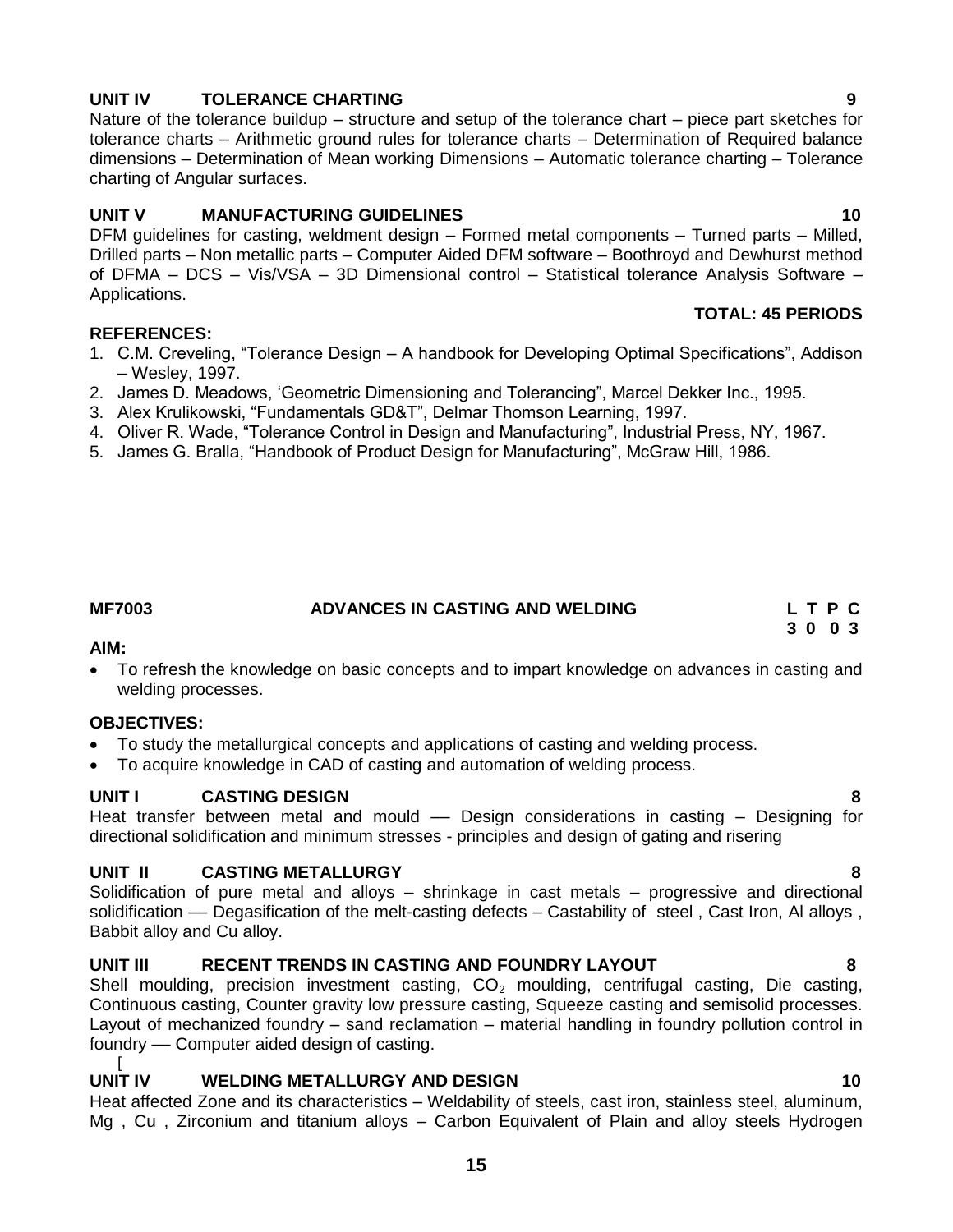### UNIT IV TOLERANCE CHARTING 9

Nature of the tolerance buildup – structure and setup of the tolerance chart – piece part sketches for tolerance charts – Arithmetic ground rules for tolerance charts – Determination of Required balance dimensions – Determination of Mean working Dimensions – Automatic tolerance charting – Tolerance charting of Angular surfaces.

### UNIT V MANUFACTURING GUIDELINES 10

DFM guidelines for casting, weldment design – Formed metal components – Turned parts – Milled, Drilled parts – Non metallic parts – Computer Aided DFM software – Boothroyd and Dewhurst method of DFMA – DCS – Vis/VSA – 3D Dimensional control – Statistical tolerance Analysis Software – Applications.

**TOTAL: 45 PERIODS**

**REFERENCES:**

1. C.M. Creveling, "Tolerance Design – A handbook for Developing Optimal Specifications", Addison – Wesley, 1997.
2. James D. Meadows, 'Geometric Dimensioning and Tolerancing", Marcel Dekker Inc., 1995.
3. Alex Krulikowski, "Fundamentals GD&T", Delmar Thomson Learning, 1997.
4. Oliver R. Wade, "Tolerance Control in Design and Manufacturing", Industrial Press, NY, 1967.
5. James G. Bralla, "Handbook of Product Design for Manufacturing", McGraw Hill, 1986.

## MF7003 ADVANCES IN CASTING AND WELDING

**L T P C**
**3 0 0 3**

**AIM:**

- To refresh the knowledge on basic concepts and to impart knowledge on advances in casting and welding processes.

**OBJECTIVES:**

- To study the metallurgical concepts and applications of casting and welding process.
- To acquire knowledge in CAD of casting and automation of welding process.

### UNIT I CASTING DESIGN 8

Heat transfer between metal and mould –– Design considerations in casting – Designing for directional solidification and minimum stresses - principles and design of gating and risering

### UNIT II CASTING METALLURGY 8

Solidification of pure metal and alloys – shrinkage in cast metals – progressive and directional solidification –– Degasification of the melt-casting defects – Castability of steel , Cast Iron, Al alloys , Babbit alloy and Cu alloy.

### UNIT III RECENT TRENDS IN CASTING AND FOUNDRY LAYOUT 8

Shell moulding, precision investment casting, $CO_2$ moulding, centrifugal casting, Die casting, Continuous casting, Counter gravity low pressure casting, Squeeze casting and semisolid processes. Layout of mechanized foundry – sand reclamation – material handling in foundry pollution control in foundry –– Computer aided design of casting.

[

### UNIT IV WELDING METALLURGY AND DESIGN 10

Heat affected Zone and its characteristics – Weldability of steels, cast iron, stainless steel, aluminum, Mg , Cu , Zirconium and titanium alloys – Carbon Equivalent of Plain and alloy steels Hydrogen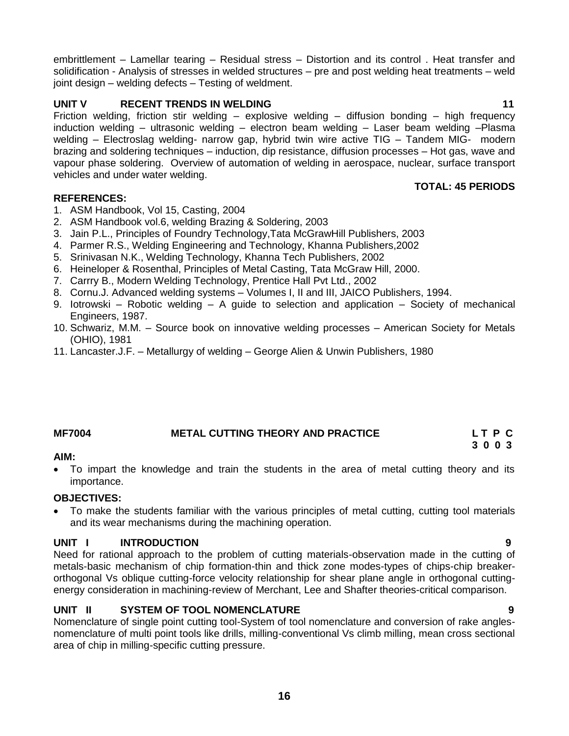embrittlement – Lamellar tearing – Residual stress – Distortion and its control . Heat transfer and solidification - Analysis of stresses in welded structures – pre and post welding heat treatments – weld joint design – welding defects – Testing of weldment.

**UNIT V RECENT TRENDS IN WELDING 11**

Friction welding, friction stir welding – explosive welding – diffusion bonding – high frequency induction welding – ultrasonic welding – electron beam welding – Laser beam welding –Plasma welding – Electroslag welding- narrow gap, hybrid twin wire active TIG – Tandem MIG- modern brazing and soldering techniques – induction, dip resistance, diffusion processes – Hot gas, wave and vapour phase soldering. Overview of automation of welding in aerospace, nuclear, surface transport vehicles and under water welding.

**TOTAL: 45 PERIODS**

**REFERENCES:**

1. ASM Handbook, Vol 15, Casting, 2004
2. ASM Handbook vol.6, welding Brazing & Soldering, 2003
3. Jain P.L., Principles of Foundry Technology,Tata McGrawHill Publishers, 2003
4. Parmer R.S., Welding Engineering and Technology, Khanna Publishers,2002
5. Srinivasan N.K., Welding Technology, Khanna Tech Publishers, 2002
6. Heineloper & Rosenthal, Principles of Metal Casting, Tata McGraw Hill, 2000.
7. Carrry B., Modern Welding Technology, Prentice Hall Pvt Ltd., 2002
8. Cornu.J. Advanced welding systems – Volumes I, II and III, JAICO Publishers, 1994.
9. Iotrowski – Robotic welding – A guide to selection and application – Society of mechanical Engineers, 1987.
10. Schwariz, M.M. – Source book on innovative welding processes – American Society for Metals (OHIO), 1981
11. Lancaster.J.F. – Metallurgy of welding – George Alien & Unwin Publishers, 1980

## MF7004 METAL CUTTING THEORY AND PRACTICE

| L | T | P | C |
|---|---|---|---|
| 3 | 0 | 0 | 3 |

**AIM:**

- To impart the knowledge and train the students in the area of metal cutting theory and its importance.

**OBJECTIVES:**

- To make the students familiar with the various principles of metal cutting, cutting tool materials and its wear mechanisms during the machining operation.

**UNIT I INTRODUCTION 9**

Need for rational approach to the problem of cutting materials-observation made in the cutting of metals-basic mechanism of chip formation-thin and thick zone modes-types of chips-chip breaker-orthogonal Vs oblique cutting-force velocity relationship for shear plane angle in orthogonal cutting-energy consideration in machining-review of Merchant, Lee and Shafter theories-critical comparison.

**UNIT II SYSTEM OF TOOL NOMENCLATURE 9**

Nomenclature of single point cutting tool-System of tool nomenclature and conversion of rake angles-nomenclature of multi point tools like drills, milling-conventional Vs climb milling, mean cross sectional area of chip in milling-specific cutting pressure.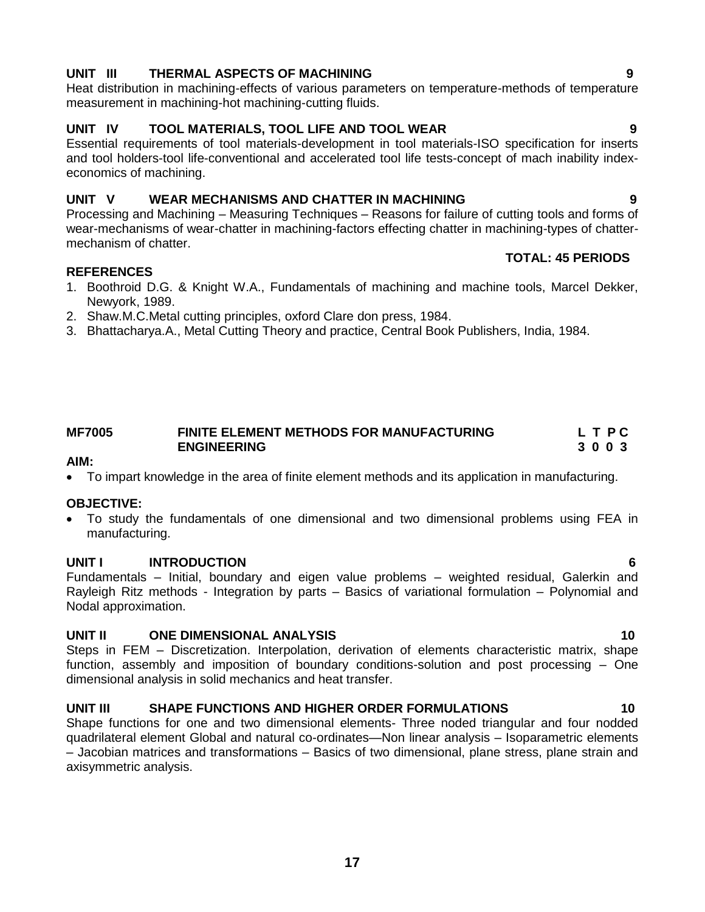**UNIT III THERMAL ASPECTS OF MACHINING 9**

Heat distribution in machining-effects of various parameters on temperature-methods of temperature measurement in machining-hot machining-cutting fluids.

**UNIT IV TOOL MATERIALS, TOOL LIFE AND TOOL WEAR 9**

Essential requirements of tool materials-development in tool materials-ISO specification for inserts and tool holders-tool life-conventional and accelerated tool life tests-concept of mach inability index-economics of machining.

**UNIT V WEAR MECHANISMS AND CHATTER IN MACHINING 9**

Processing and Machining – Measuring Techniques – Reasons for failure of cutting tools and forms of wear-mechanisms of wear-chatter in machining-factors effecting chatter in machining-types of chatter-mechanism of chatter.

**TOTAL: 45 PERIODS**

**REFERENCES**

1. Boothroid D.G. & Knight W.A., Fundamentals of machining and machine tools, Marcel Dekker, Newyork, 1989.
2. Shaw.M.C.Metal cutting principles, oxford Clare don press, 1984.
3. Bhattacharya.A., Metal Cutting Theory and practice, Central Book Publishers, India, 1984.

## MF7005 FINITE ELEMENT METHODS FOR MANUFACTURING ENGINEERING

**L T P C**
**3 0 0 3**

**AIM:**

- To impart knowledge in the area of finite element methods and its application in manufacturing.

**OBJECTIVE:**

- To study the fundamentals of one dimensional and two dimensional problems using FEA in manufacturing.

**UNIT I INTRODUCTION 6**

Fundamentals – Initial, boundary and eigen value problems – weighted residual, Galerkin and Rayleigh Ritz methods - Integration by parts – Basics of variational formulation – Polynomial and Nodal approximation.

**UNIT II ONE DIMENSIONAL ANALYSIS 10**

Steps in FEM – Discretization. Interpolation, derivation of elements characteristic matrix, shape function, assembly and imposition of boundary conditions-solution and post processing – One dimensional analysis in solid mechanics and heat transfer.

**UNIT III SHAPE FUNCTIONS AND HIGHER ORDER FORMULATIONS 10**

Shape functions for one and two dimensional elements- Three noded triangular and four nodded quadrilateral element Global and natural co-ordinates—Non linear analysis – Isoparametric elements – Jacobian matrices and transformations – Basics of two dimensional, plane stress, plane strain and axisymmetric analysis.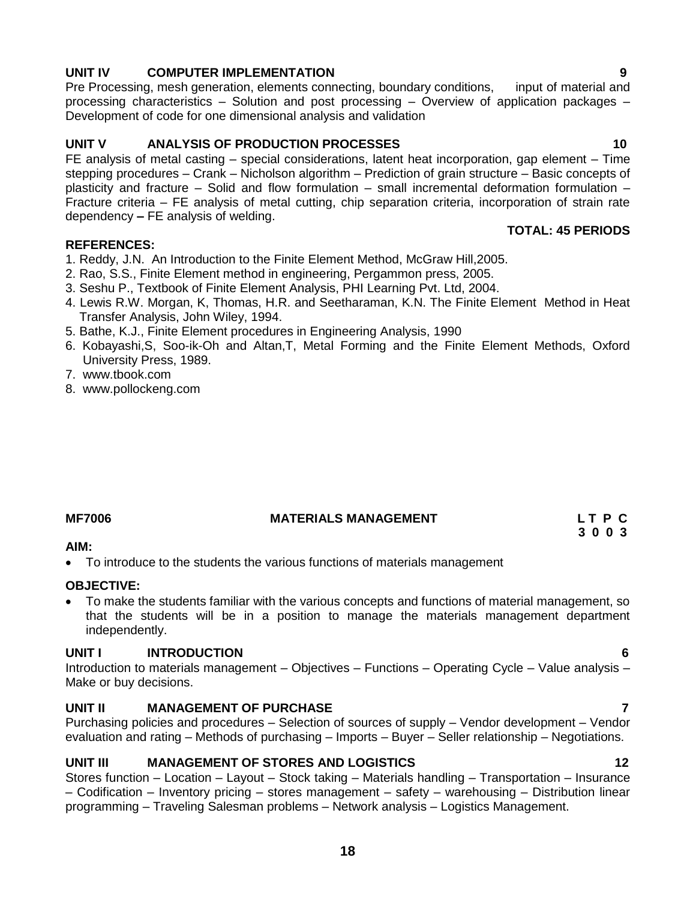**UNIT IV COMPUTER IMPLEMENTATION 9**

Pre Processing, mesh generation, elements connecting, boundary conditions, input of material and processing characteristics – Solution and post processing – Overview of application packages – Development of code for one dimensional analysis and validation

**UNIT V ANALYSIS OF PRODUCTION PROCESSES 10**

FE analysis of metal casting – special considerations, latent heat incorporation, gap element – Time stepping procedures – Crank – Nicholson algorithm – Prediction of grain structure – Basic concepts of plasticity and fracture – Solid and flow formulation – small incremental deformation formulation – Fracture criteria – FE analysis of metal cutting, chip separation criteria, incorporation of strain rate dependency **–** FE analysis of welding.

**TOTAL: 45 PERIODS**

**REFERENCES:**

1. Reddy, J.N. An Introduction to the Finite Element Method, McGraw Hill,2005.
2. Rao, S.S., Finite Element method in engineering, Pergammon press, 2005.
3. Seshu P., Textbook of Finite Element Analysis, PHI Learning Pvt. Ltd, 2004.
4. Lewis R.W. Morgan, K, Thomas, H.R. and Seetharaman, K.N. The Finite Element Method in Heat Transfer Analysis, John Wiley, 1994.
5. Bathe, K.J., Finite Element procedures in Engineering Analysis, 1990
6. Kobayashi,S, Soo-ik-Oh and Altan,T, Metal Forming and the Finite Element Methods, Oxford University Press, 1989.
7. www.tbook.com
8. www.pollockeng.com

## MF7006 MATERIALS MANAGEMENT

| L | T | P | C |
|---|---|---|---|
| 3 | 0 | 0 | 3 |

**AIM:**

- To introduce to the students the various functions of materials management

**OBJECTIVE:**

- To make the students familiar with the various concepts and functions of material management, so that the students will be in a position to manage the materials management department independently.

**UNIT I INTRODUCTION 6**

Introduction to materials management – Objectives – Functions – Operating Cycle – Value analysis – Make or buy decisions.

**UNIT II MANAGEMENT OF PURCHASE 7**

Purchasing policies and procedures – Selection of sources of supply – Vendor development – Vendor evaluation and rating – Methods of purchasing – Imports – Buyer – Seller relationship – Negotiations.

**UNIT III MANAGEMENT OF STORES AND LOGISTICS 12**

Stores function – Location – Layout – Stock taking – Materials handling – Transportation – Insurance – Codification – Inventory pricing – stores management – safety – warehousing – Distribution linear programming – Traveling Salesman problems – Network analysis – Logistics Management.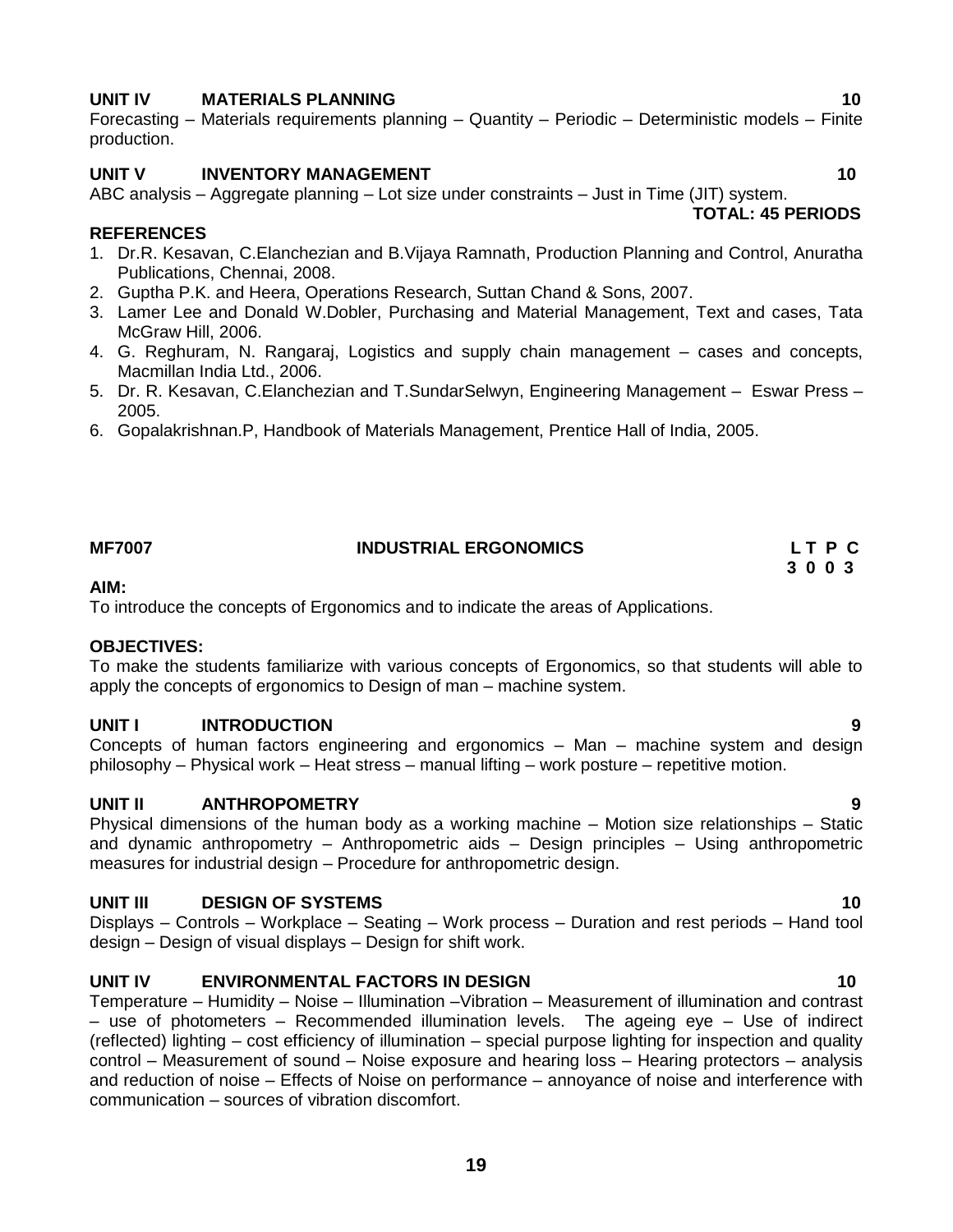**UNIT IV MATERIALS PLANNING 10**

Forecasting – Materials requirements planning – Quantity – Periodic – Deterministic models – Finite production.

**UNIT V INVENTORY MANAGEMENT 10**

ABC analysis – Aggregate planning – Lot size under constraints – Just in Time (JIT) system.

**TOTAL: 45 PERIODS**

**REFERENCES**

1. Dr.R. Kesavan, C.Elanchezian and B.Vijaya Ramnath, Production Planning and Control, Anuratha Publications, Chennai, 2008.
2. Guptha P.K. and Heera, Operations Research, Suttan Chand & Sons, 2007.
3. Lamer Lee and Donald W.Dobler, Purchasing and Material Management, Text and cases, Tata McGraw Hill, 2006.
4. G. Reghuram, N. Rangaraj, Logistics and supply chain management – cases and concepts, Macmillan India Ltd., 2006.
5. Dr. R. Kesavan, C.Elanchezian and T.SundarSelwyn, Engineering Management – Eswar Press – 2005.
6. Gopalakrishnan.P, Handbook of Materials Management, Prentice Hall of India, 2005.

## MF7007 INDUSTRIAL ERGONOMICS

| L | T | P | C |
|---|---|---|---|
| 3 | 0 | 0 | 3 |

**AIM:**

To introduce the concepts of Ergonomics and to indicate the areas of Applications.

**OBJECTIVES:**

To make the students familiarize with various concepts of Ergonomics, so that students will able to apply the concepts of ergonomics to Design of man – machine system.

**UNIT I INTRODUCTION 9**

Concepts of human factors engineering and ergonomics – Man – machine system and design philosophy – Physical work – Heat stress – manual lifting – work posture – repetitive motion.

**UNIT II ANTHROPOMETRY 9**

Physical dimensions of the human body as a working machine – Motion size relationships – Static and dynamic anthropometry – Anthropometric aids – Design principles – Using anthropometric measures for industrial design – Procedure for anthropometric design.

**UNIT III DESIGN OF SYSTEMS 10**

Displays – Controls – Workplace – Seating – Work process – Duration and rest periods – Hand tool design – Design of visual displays – Design for shift work.

**UNIT IV ENVIRONMENTAL FACTORS IN DESIGN 10**

Temperature – Humidity – Noise – Illumination –Vibration – Measurement of illumination and contrast – use of photometers – Recommended illumination levels. The ageing eye – Use of indirect (reflected) lighting – cost efficiency of illumination – special purpose lighting for inspection and quality control – Measurement of sound – Noise exposure and hearing loss – Hearing protectors – analysis and reduction of noise – Effects of Noise on performance – annoyance of noise and interference with communication – sources of vibration discomfort.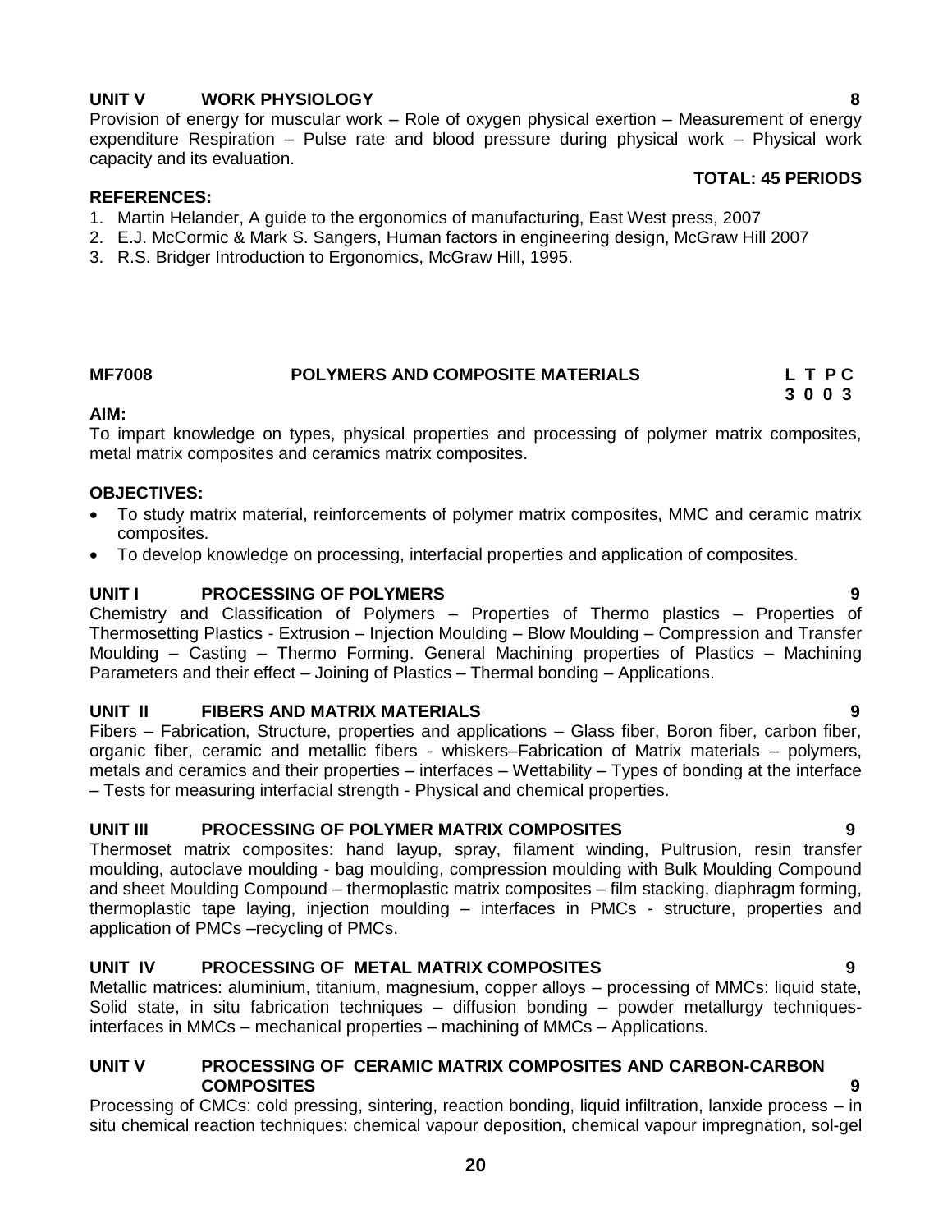### UNIT V WORK PHYSIOLOGY 8

Provision of energy for muscular work – Role of oxygen physical exertion – Measurement of energy expenditure Respiration – Pulse rate and blood pressure during physical work – Physical work capacity and its evaluation.

**TOTAL: 45 PERIODS**

**REFERENCES:**

1. Martin Helander, A guide to the ergonomics of manufacturing, East West press, 2007
2. E.J. McCormic & Mark S. Sangers, Human factors in engineering design, McGraw Hill 2007
3. R.S. Bridger Introduction to Ergonomics, McGraw Hill, 1995.

## MF7008 POLYMERS AND COMPOSITE MATERIALS

| L | T | P | C |
|---|---|---|---|
| 3 | 0 | 0 | 3 |

**AIM:**

To impart knowledge on types, physical properties and processing of polymer matrix composites, metal matrix composites and ceramics matrix composites.

**OBJECTIVES:**

- To study matrix material, reinforcements of polymer matrix composites, MMC and ceramic matrix composites.
- To develop knowledge on processing, interfacial properties and application of composites.

### UNIT I PROCESSING OF POLYMERS 9

Chemistry and Classification of Polymers – Properties of Thermo plastics – Properties of Thermosetting Plastics - Extrusion – Injection Moulding – Blow Moulding – Compression and Transfer Moulding – Casting – Thermo Forming. General Machining properties of Plastics – Machining Parameters and their effect – Joining of Plastics – Thermal bonding – Applications.

### UNIT II FIBERS AND MATRIX MATERIALS 9

Fibers – Fabrication, Structure, properties and applications – Glass fiber, Boron fiber, carbon fiber, organic fiber, ceramic and metallic fibers - whiskers–Fabrication of Matrix materials – polymers, metals and ceramics and their properties – interfaces – Wettability – Types of bonding at the interface – Tests for measuring interfacial strength - Physical and chemical properties.

### UNIT III PROCESSING OF POLYMER MATRIX COMPOSITES 9

Thermoset matrix composites: hand layup, spray, filament winding, Pultrusion, resin transfer moulding, autoclave moulding - bag moulding, compression moulding with Bulk Moulding Compound and sheet Moulding Compound – thermoplastic matrix composites – film stacking, diaphragm forming, thermoplastic tape laying, injection moulding – interfaces in PMCs - structure, properties and application of PMCs –recycling of PMCs.

### UNIT IV PROCESSING OF METAL MATRIX COMPOSITES 9

Metallic matrices: aluminium, titanium, magnesium, copper alloys – processing of MMCs: liquid state, Solid state, in situ fabrication techniques – diffusion bonding – powder metallurgy techniques-interfaces in MMCs – mechanical properties – machining of MMCs – Applications.

### UNIT V PROCESSING OF CERAMIC MATRIX COMPOSITES AND CARBON-CARBON COMPOSITES 9

Processing of CMCs: cold pressing, sintering, reaction bonding, liquid infiltration, lanxide process – in situ chemical reaction techniques: chemical vapour deposition, chemical vapour impregnation, sol-gel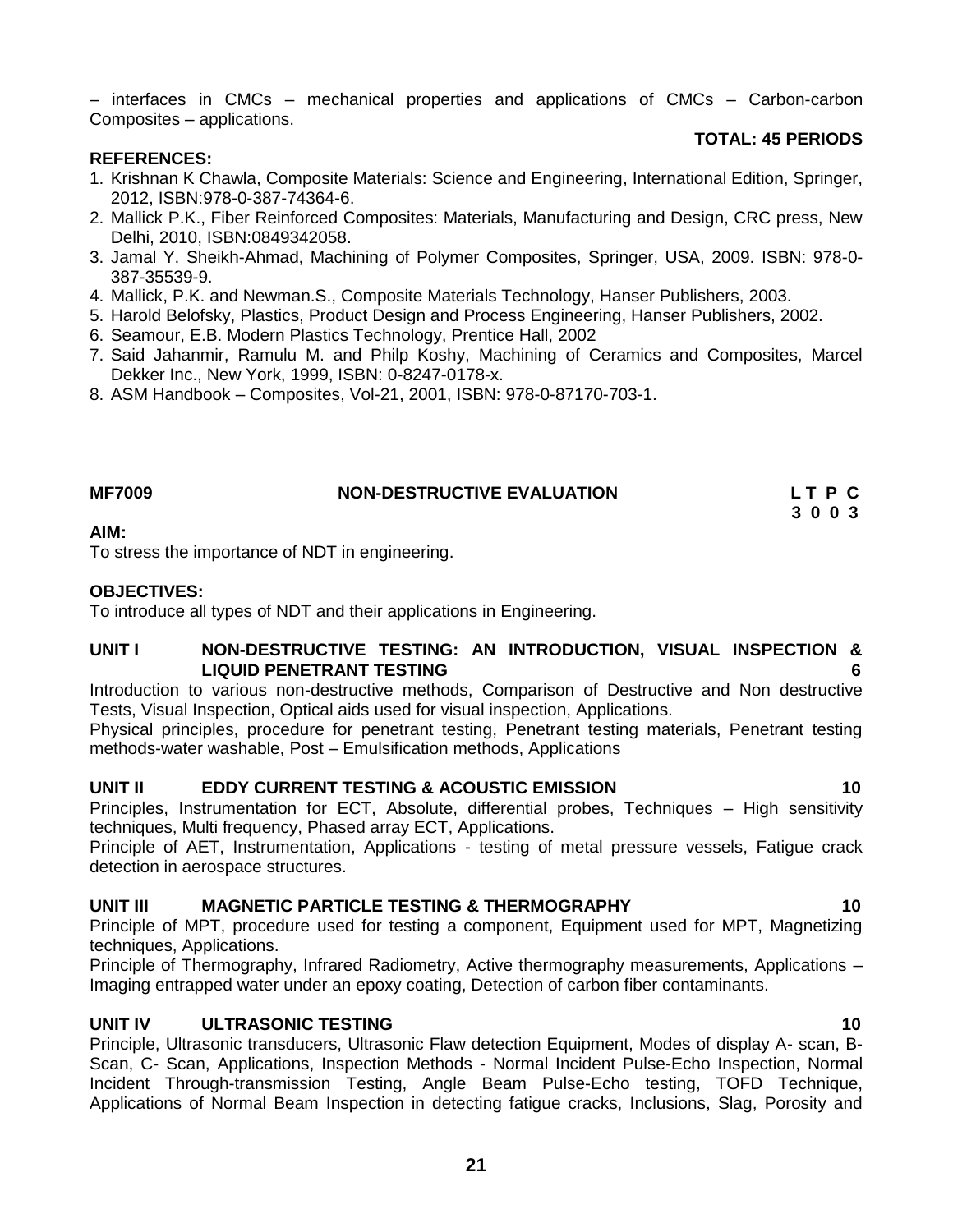– interfaces in CMCs – mechanical properties and applications of CMCs – Carbon-carbon Composites – applications.

**TOTAL: 45 PERIODS**

**REFERENCES:**

1. Krishnan K Chawla, Composite Materials: Science and Engineering, International Edition, Springer, 2012, ISBN:978-0-387-74364-6.
2. Mallick P.K., Fiber Reinforced Composites: Materials, Manufacturing and Design, CRC press, New Delhi, 2010, ISBN:0849342058.
3. Jamal Y. Sheikh-Ahmad, Machining of Polymer Composites, Springer, USA, 2009. ISBN: 978-0-387-35539-9.
4. Mallick, P.K. and Newman.S., Composite Materials Technology, Hanser Publishers, 2003.
5. Harold Belofsky, Plastics, Product Design and Process Engineering, Hanser Publishers, 2002.
6. Seamour, E.B. Modern Plastics Technology, Prentice Hall, 2002
7. Said Jahanmir, Ramulu M. and Philp Koshy, Machining of Ceramics and Composites, Marcel Dekker Inc., New York, 1999, ISBN: 0-8247-0178-x.
8. ASM Handbook – Composites, Vol-21, 2001, ISBN: 978-0-87170-703-1.

## MF7009 NON-DESTRUCTIVE EVALUATION

**L T P C**
**3 0 0 3**

**AIM:**

To stress the importance of NDT in engineering.

**OBJECTIVES:**

To introduce all types of NDT and their applications in Engineering.

### UNIT I NON-DESTRUCTIVE TESTING: AN INTRODUCTION, VISUAL INSPECTION & LIQUID PENETRANT TESTING — 6

Introduction to various non-destructive methods, Comparison of Destructive and Non destructive Tests, Visual Inspection, Optical aids used for visual inspection, Applications.

Physical principles, procedure for penetrant testing, Penetrant testing materials, Penetrant testing methods-water washable, Post – Emulsification methods, Applications

### UNIT II EDDY CURRENT TESTING & ACOUSTIC EMISSION — 10

Principles, Instrumentation for ECT, Absolute, differential probes, Techniques – High sensitivity techniques, Multi frequency, Phased array ECT, Applications.

Principle of AET, Instrumentation, Applications - testing of metal pressure vessels, Fatigue crack detection in aerospace structures.

### UNIT III MAGNETIC PARTICLE TESTING & THERMOGRAPHY — 10

Principle of MPT, procedure used for testing a component, Equipment used for MPT, Magnetizing techniques, Applications.

Principle of Thermography, Infrared Radiometry, Active thermography measurements, Applications – Imaging entrapped water under an epoxy coating, Detection of carbon fiber contaminants.

### UNIT IV ULTRASONIC TESTING — 10

Principle, Ultrasonic transducers, Ultrasonic Flaw detection Equipment, Modes of display A- scan, B-Scan, C- Scan, Applications, Inspection Methods - Normal Incident Pulse-Echo Inspection, Normal Incident Through-transmission Testing, Angle Beam Pulse-Echo testing, TOFD Technique, Applications of Normal Beam Inspection in detecting fatigue cracks, Inclusions, Slag, Porosity and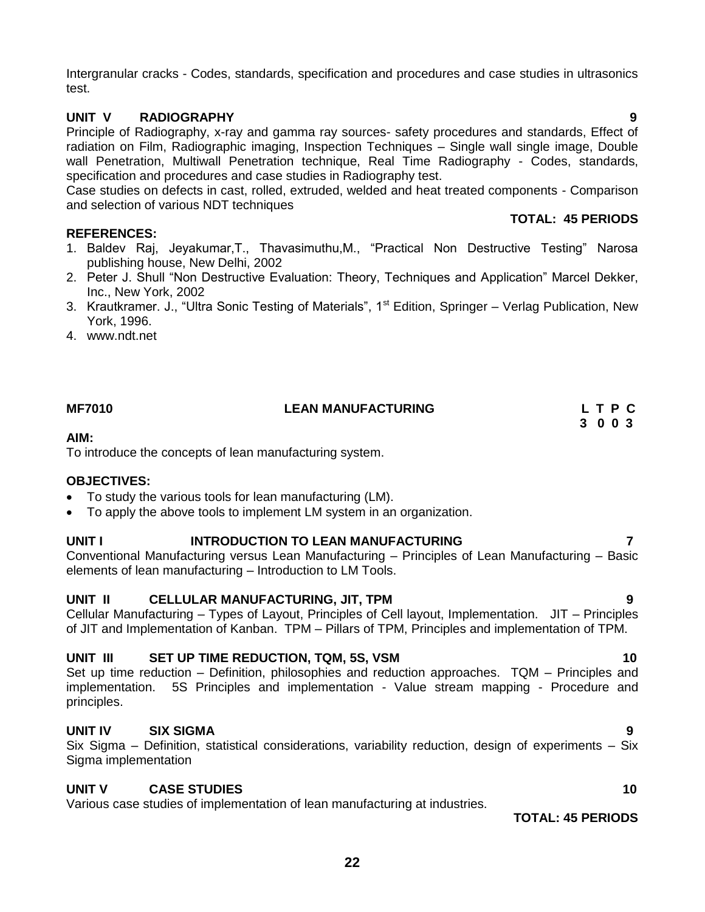Intergranular cracks - Codes, standards, specification and procedures and case studies in ultrasonics test.

**UNIT V RADIOGRAPHY 9**

Principle of Radiography, x-ray and gamma ray sources- safety procedures and standards, Effect of radiation on Film, Radiographic imaging, Inspection Techniques – Single wall single image, Double wall Penetration, Multiwall Penetration technique, Real Time Radiography - Codes, standards, specification and procedures and case studies in Radiography test.

Case studies on defects in cast, rolled, extruded, welded and heat treated components - Comparison and selection of various NDT techniques

**TOTAL: 45 PERIODS**

**REFERENCES:**

1. Baldev Raj, Jeyakumar,T., Thavasimuthu,M., "Practical Non Destructive Testing" Narosa publishing house, New Delhi, 2002
2. Peter J. Shull "Non Destructive Evaluation: Theory, Techniques and Application" Marcel Dekker, Inc., New York, 2002
3. Krautkramer. J., "Ultra Sonic Testing of Materials", 1st Edition, Springer – Verlag Publication, New York, 1996.
4. www.ndt.net

## MF7010 LEAN MANUFACTURING

**L T P C**
**3 0 0 3**

**AIM:**

To introduce the concepts of lean manufacturing system.

**OBJECTIVES:**

- To study the various tools for lean manufacturing (LM).
- To apply the above tools to implement LM system in an organization.

**UNIT I INTRODUCTION TO LEAN MANUFACTURING 7**

Conventional Manufacturing versus Lean Manufacturing – Principles of Lean Manufacturing – Basic elements of lean manufacturing – Introduction to LM Tools.

**UNIT II CELLULAR MANUFACTURING, JIT, TPM 9**

Cellular Manufacturing – Types of Layout, Principles of Cell layout, Implementation. JIT – Principles of JIT and Implementation of Kanban. TPM – Pillars of TPM, Principles and implementation of TPM.

**UNIT III SET UP TIME REDUCTION, TQM, 5S, VSM 10**

Set up time reduction – Definition, philosophies and reduction approaches. TQM – Principles and implementation. 5S Principles and implementation - Value stream mapping - Procedure and principles.

**UNIT IV SIX SIGMA 9**

Six Sigma – Definition, statistical considerations, variability reduction, design of experiments – Six Sigma implementation

**UNIT V CASE STUDIES 10**

Various case studies of implementation of lean manufacturing at industries.

**TOTAL: 45 PERIODS**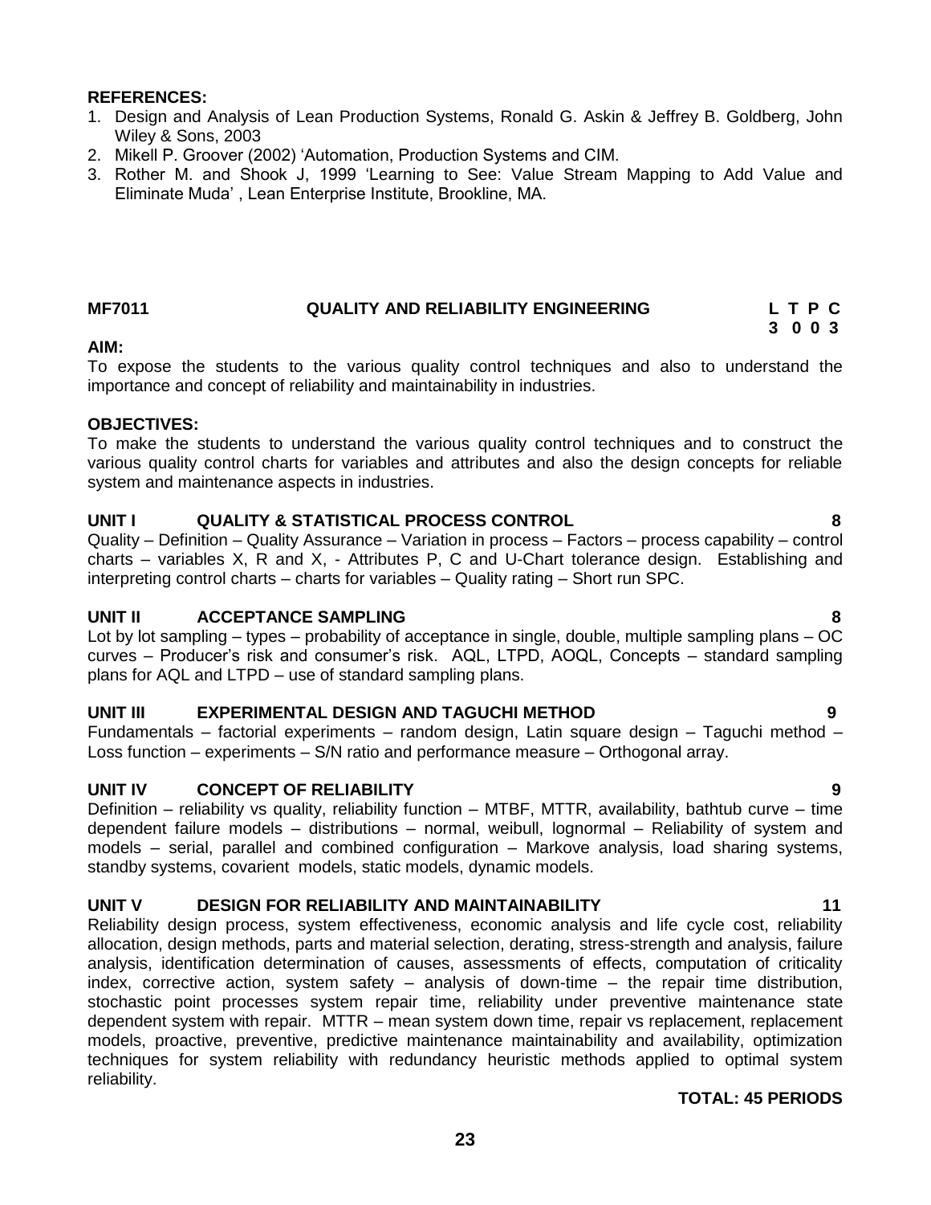**REFERENCES:**

1. Design and Analysis of Lean Production Systems, Ronald G. Askin & Jeffrey B. Goldberg, John Wiley & Sons, 2003
2. Mikell P. Groover (2002) 'Automation, Production Systems and CIM.
3. Rother M. and Shook J, 1999 'Learning to See: Value Stream Mapping to Add Value and Eliminate Muda' , Lean Enterprise Institute, Brookline, MA.

## MF7011 QUALITY AND RELIABILITY ENGINEERING

| L | T | P | C |
|---|---|---|---|
| 3 | 0 | 0 | 3 |

**AIM:**

To expose the students to the various quality control techniques and also to understand the importance and concept of reliability and maintainability in industries.

**OBJECTIVES:**

To make the students to understand the various quality control techniques and to construct the various quality control charts for variables and attributes and also the design concepts for reliable system and maintenance aspects in industries.

### UNIT I QUALITY & STATISTICAL PROCESS CONTROL — 8

Quality – Definition – Quality Assurance – Variation in process – Factors – process capability – control charts – variables X, R and X, - Attributes P, C and U-Chart tolerance design. Establishing and interpreting control charts – charts for variables – Quality rating – Short run SPC.

### UNIT II ACCEPTANCE SAMPLING — 8

Lot by lot sampling – types – probability of acceptance in single, double, multiple sampling plans – OC curves – Producer's risk and consumer's risk. AQL, LTPD, AOQL, Concepts – standard sampling plans for AQL and LTPD – use of standard sampling plans.

### UNIT III EXPERIMENTAL DESIGN AND TAGUCHI METHOD — 9

Fundamentals – factorial experiments – random design, Latin square design – Taguchi method – Loss function – experiments – S/N ratio and performance measure – Orthogonal array.

### UNIT IV CONCEPT OF RELIABILITY — 9

Definition – reliability vs quality, reliability function – MTBF, MTTR, availability, bathtub curve – time dependent failure models – distributions – normal, weibull, lognormal – Reliability of system and models – serial, parallel and combined configuration – Markove analysis, load sharing systems, standby systems, covarient models, static models, dynamic models.

### UNIT V DESIGN FOR RELIABILITY AND MAINTAINABILITY — 11

Reliability design process, system effectiveness, economic analysis and life cycle cost, reliability allocation, design methods, parts and material selection, derating, stress-strength and analysis, failure analysis, identification determination of causes, assessments of effects, computation of criticality index, corrective action, system safety – analysis of down-time – the repair time distribution, stochastic point processes system repair time, reliability under preventive maintenance state dependent system with repair. MTTR – mean system down time, repair vs replacement, replacement models, proactive, preventive, predictive maintenance maintainability and availability, optimization techniques for system reliability with redundancy heuristic methods applied to optimal system reliability.

**TOTAL: 45 PERIODS**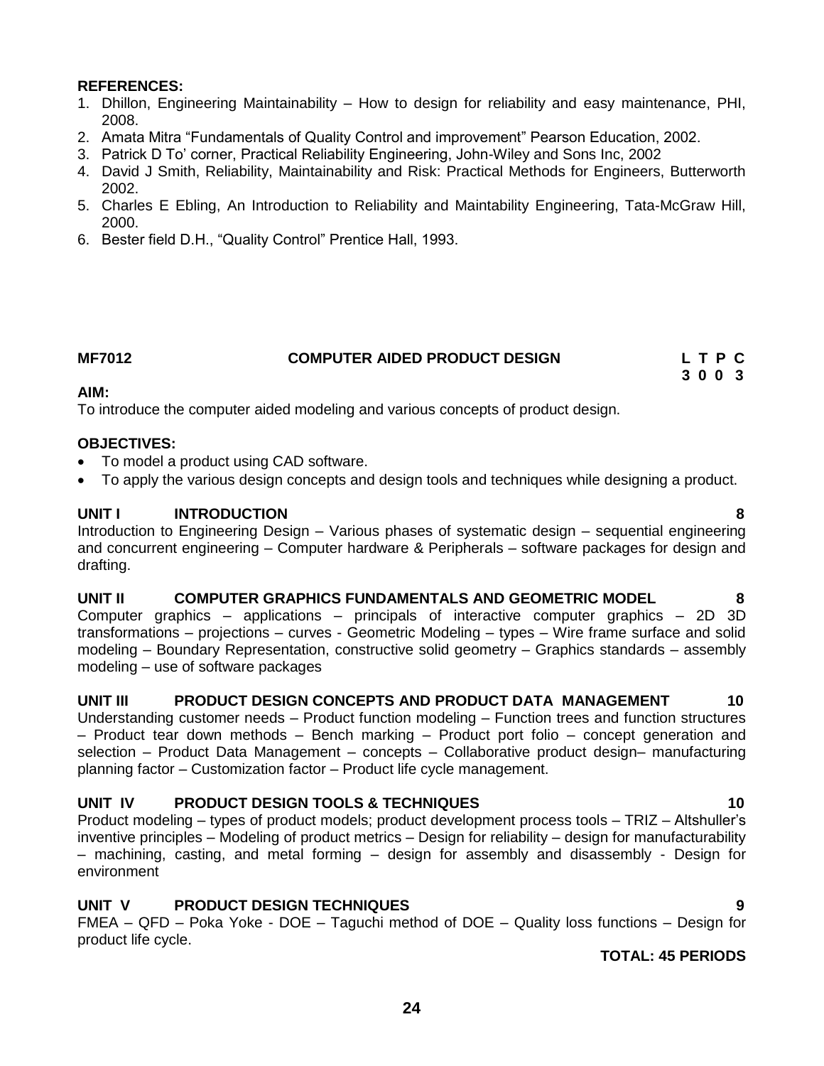**REFERENCES:**

1. Dhillon, Engineering Maintainability – How to design for reliability and easy maintenance, PHI, 2008.
2. Amata Mitra "Fundamentals of Quality Control and improvement" Pearson Education, 2002.
3. Patrick D To' corner, Practical Reliability Engineering, John-Wiley and Sons Inc, 2002
4. David J Smith, Reliability, Maintainability and Risk: Practical Methods for Engineers, Butterworth 2002.
5. Charles E Ebling, An Introduction to Reliability and Maintability Engineering, Tata-McGraw Hill, 2000.
6. Bester field D.H., "Quality Control" Prentice Hall, 1993.

**MF7012 COMPUTER AIDED PRODUCT DESIGN**

| L | T | P | C |
|---|---|---|---|
| 3 | 0 | 0 | 3 |

**AIM:**

To introduce the computer aided modeling and various concepts of product design.

**OBJECTIVES:**

- To model a product using CAD software.
- To apply the various design concepts and design tools and techniques while designing a product.

**UNIT I INTRODUCTION 8**

Introduction to Engineering Design – Various phases of systematic design – sequential engineering and concurrent engineering – Computer hardware & Peripherals – software packages for design and drafting.

**UNIT II COMPUTER GRAPHICS FUNDAMENTALS AND GEOMETRIC MODEL 8**

Computer graphics – applications – principals of interactive computer graphics – 2D 3D transformations – projections – curves - Geometric Modeling – types – Wire frame surface and solid modeling – Boundary Representation, constructive solid geometry – Graphics standards – assembly modeling – use of software packages

**UNIT III PRODUCT DESIGN CONCEPTS AND PRODUCT DATA MANAGEMENT 10**

Understanding customer needs – Product function modeling – Function trees and function structures – Product tear down methods – Bench marking – Product port folio – concept generation and selection – Product Data Management – concepts – Collaborative product design– manufacturing planning factor – Customization factor – Product life cycle management.

**UNIT IV PRODUCT DESIGN TOOLS & TECHNIQUES 10**

Product modeling – types of product models; product development process tools – TRIZ – Altshuller's inventive principles – Modeling of product metrics – Design for reliability – design for manufacturability – machining, casting, and metal forming – design for assembly and disassembly - Design for environment

**UNIT V PRODUCT DESIGN TECHNIQUES 9**

FMEA – QFD – Poka Yoke - DOE – Taguchi method of DOE – Quality loss functions – Design for product life cycle.

**TOTAL: 45 PERIODS**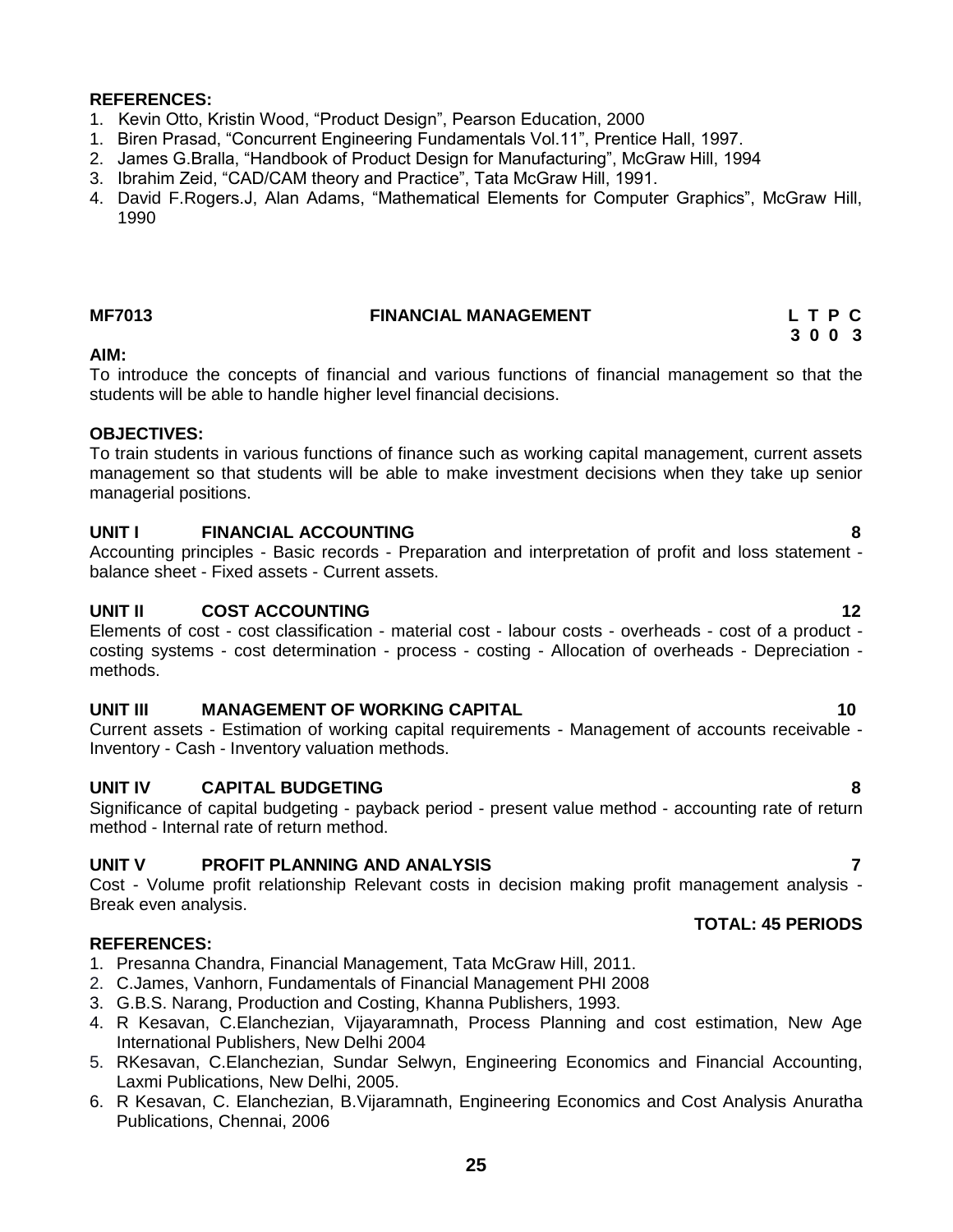**REFERENCES:**

1. Kevin Otto, Kristin Wood, "Product Design", Pearson Education, 2000
1. Biren Prasad, "Concurrent Engineering Fundamentals Vol.11", Prentice Hall, 1997.
2. James G.Bralla, "Handbook of Product Design for Manufacturing", McGraw Hill, 1994
3. Ibrahim Zeid, "CAD/CAM theory and Practice", Tata McGraw Hill, 1991.
4. David F.Rogers.J, Alan Adams, "Mathematical Elements for Computer Graphics", McGraw Hill, 1990

## MF7013 FINANCIAL MANAGEMENT

| L | T | P | C |
|---|---|---|---|
| 3 | 0 | 0 | 3 |

**AIM:**

To introduce the concepts of financial and various functions of financial management so that the students will be able to handle higher level financial decisions.

**OBJECTIVES:**

To train students in various functions of finance such as working capital management, current assets management so that students will be able to make investment decisions when they take up senior managerial positions.

**UNIT I FINANCIAL ACCOUNTING 8**

Accounting principles - Basic records - Preparation and interpretation of profit and loss statement - balance sheet - Fixed assets - Current assets.

**UNIT II COST ACCOUNTING 12**

Elements of cost - cost classification - material cost - labour costs - overheads - cost of a product - costing systems - cost determination - process - costing - Allocation of overheads - Depreciation - methods.

**UNIT III MANAGEMENT OF WORKING CAPITAL 10**

Current assets - Estimation of working capital requirements - Management of accounts receivable - Inventory - Cash - Inventory valuation methods.

**UNIT IV CAPITAL BUDGETING 8**

Significance of capital budgeting - payback period - present value method - accounting rate of return method - Internal rate of return method.

**UNIT V PROFIT PLANNING AND ANALYSIS 7**

Cost - Volume profit relationship Relevant costs in decision making profit management analysis - Break even analysis.

**TOTAL: 45 PERIODS**

**REFERENCES:**

1. Presanna Chandra, Financial Management, Tata McGraw Hill, 2011.
2. C.James, Vanhorn, Fundamentals of Financial Management PHI 2008
3. G.B.S. Narang, Production and Costing, Khanna Publishers, 1993.
4. R Kesavan, C.Elanchezian, Vijayaramnath, Process Planning and cost estimation, New Age International Publishers, New Delhi 2004
5. RKesavan, C.Elanchezian, Sundar Selwyn, Engineering Economics and Financial Accounting, Laxmi Publications, New Delhi, 2005.
6. R Kesavan, C. Elanchezian, B.Vijaramnath, Engineering Economics and Cost Analysis Anuratha Publications, Chennai, 2006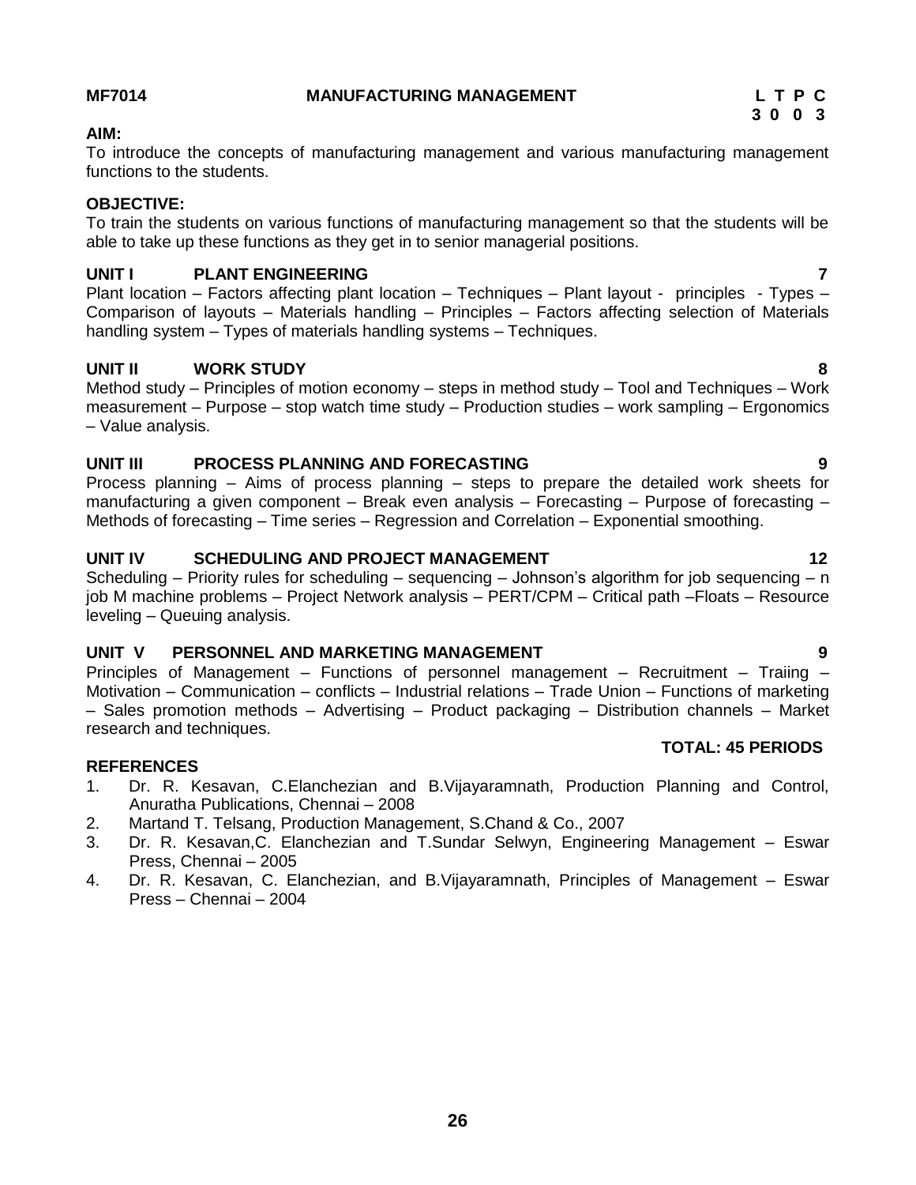**MF7014 MANUFACTURING MANAGEMENT**

| L | T | P | C |
|---|---|---|---|
| 3 | 0 | 0 | 3 |

**AIM:**

To introduce the concepts of manufacturing management and various manufacturing management functions to the students.

**OBJECTIVE:**

To train the students on various functions of manufacturing management so that the students will be able to take up these functions as they get in to senior managerial positions.

**UNIT I PLANT ENGINEERING 7**

Plant location – Factors affecting plant location – Techniques – Plant layout - principles - Types – Comparison of layouts – Materials handling – Principles – Factors affecting selection of Materials handling system – Types of materials handling systems – Techniques.

**UNIT II WORK STUDY 8**

Method study – Principles of motion economy – steps in method study – Tool and Techniques – Work measurement – Purpose – stop watch time study – Production studies – work sampling – Ergonomics – Value analysis.

**UNIT III PROCESS PLANNING AND FORECASTING 9**

Process planning – Aims of process planning – steps to prepare the detailed work sheets for manufacturing a given component – Break even analysis – Forecasting – Purpose of forecasting – Methods of forecasting – Time series – Regression and Correlation – Exponential smoothing.

**UNIT IV SCHEDULING AND PROJECT MANAGEMENT 12**

Scheduling – Priority rules for scheduling – sequencing – Johnson's algorithm for job sequencing – n job M machine problems – Project Network analysis – PERT/CPM – Critical path –Floats – Resource leveling – Queuing analysis.

**UNIT V PERSONNEL AND MARKETING MANAGEMENT 9**

Principles of Management – Functions of personnel management – Recruitment – Traiing – Motivation – Communication – conflicts – Industrial relations – Trade Union – Functions of marketing – Sales promotion methods – Advertising – Product packaging – Distribution channels – Market research and techniques.

**TOTAL: 45 PERIODS**

**REFERENCES**

1. Dr. R. Kesavan, C.Elanchezian and B.Vijayaramnath, Production Planning and Control, Anuratha Publications, Chennai – 2008
2. Martand T. Telsang, Production Management, S.Chand & Co., 2007
3. Dr. R. Kesavan,C. Elanchezian and T.Sundar Selwyn, Engineering Management – Eswar Press, Chennai – 2005
4. Dr. R. Kesavan, C. Elanchezian, and B.Vijayaramnath, Principles of Management – Eswar Press – Chennai – 2004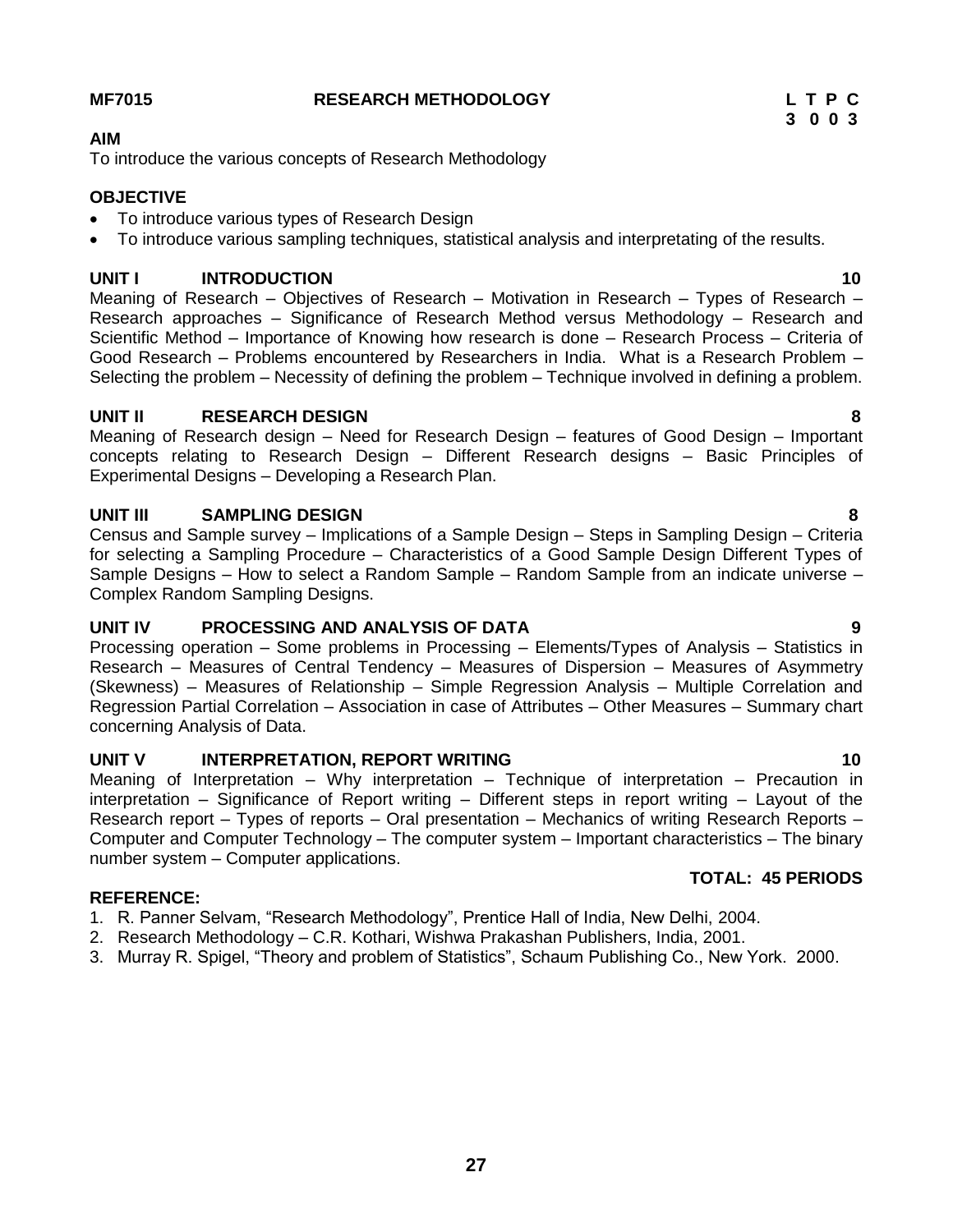## MF7015 RESEARCH METHODOLOGY

| L | T | P | C |
|---|---|---|---|
| 3 | 0 | 0 | 3 |

**AIM**

To introduce the various concepts of Research Methodology

**OBJECTIVE**

- To introduce various types of Research Design
- To introduce various sampling techniques, statistical analysis and interpretating of the results.

### UNIT I INTRODUCTION 10

Meaning of Research – Objectives of Research – Motivation in Research – Types of Research – Research approaches – Significance of Research Method versus Methodology – Research and Scientific Method – Importance of Knowing how research is done – Research Process – Criteria of Good Research – Problems encountered by Researchers in India. What is a Research Problem – Selecting the problem – Necessity of defining the problem – Technique involved in defining a problem.

### UNIT II RESEARCH DESIGN 8

Meaning of Research design – Need for Research Design – features of Good Design – Important concepts relating to Research Design – Different Research designs – Basic Principles of Experimental Designs – Developing a Research Plan.

### UNIT III SAMPLING DESIGN 8

Census and Sample survey – Implications of a Sample Design – Steps in Sampling Design – Criteria for selecting a Sampling Procedure – Characteristics of a Good Sample Design Different Types of Sample Designs – How to select a Random Sample – Random Sample from an indicate universe – Complex Random Sampling Designs.

### UNIT IV PROCESSING AND ANALYSIS OF DATA 9

Processing operation – Some problems in Processing – Elements/Types of Analysis – Statistics in Research – Measures of Central Tendency – Measures of Dispersion – Measures of Asymmetry (Skewness) – Measures of Relationship – Simple Regression Analysis – Multiple Correlation and Regression Partial Correlation – Association in case of Attributes – Other Measures – Summary chart concerning Analysis of Data.

### UNIT V INTERPRETATION, REPORT WRITING 10

Meaning of Interpretation – Why interpretation – Technique of interpretation – Precaution in interpretation – Significance of Report writing – Different steps in report writing – Layout of the Research report – Types of reports – Oral presentation – Mechanics of writing Research Reports – Computer and Computer Technology – The computer system – Important characteristics – The binary number system – Computer applications.

**TOTAL: 45 PERIODS**

**REFERENCE:**

1. R. Panner Selvam, "Research Methodology", Prentice Hall of India, New Delhi, 2004.
2. Research Methodology – C.R. Kothari, Wishwa Prakashan Publishers, India, 2001.
3. Murray R. Spigel, "Theory and problem of Statistics", Schaum Publishing Co., New York. 2000.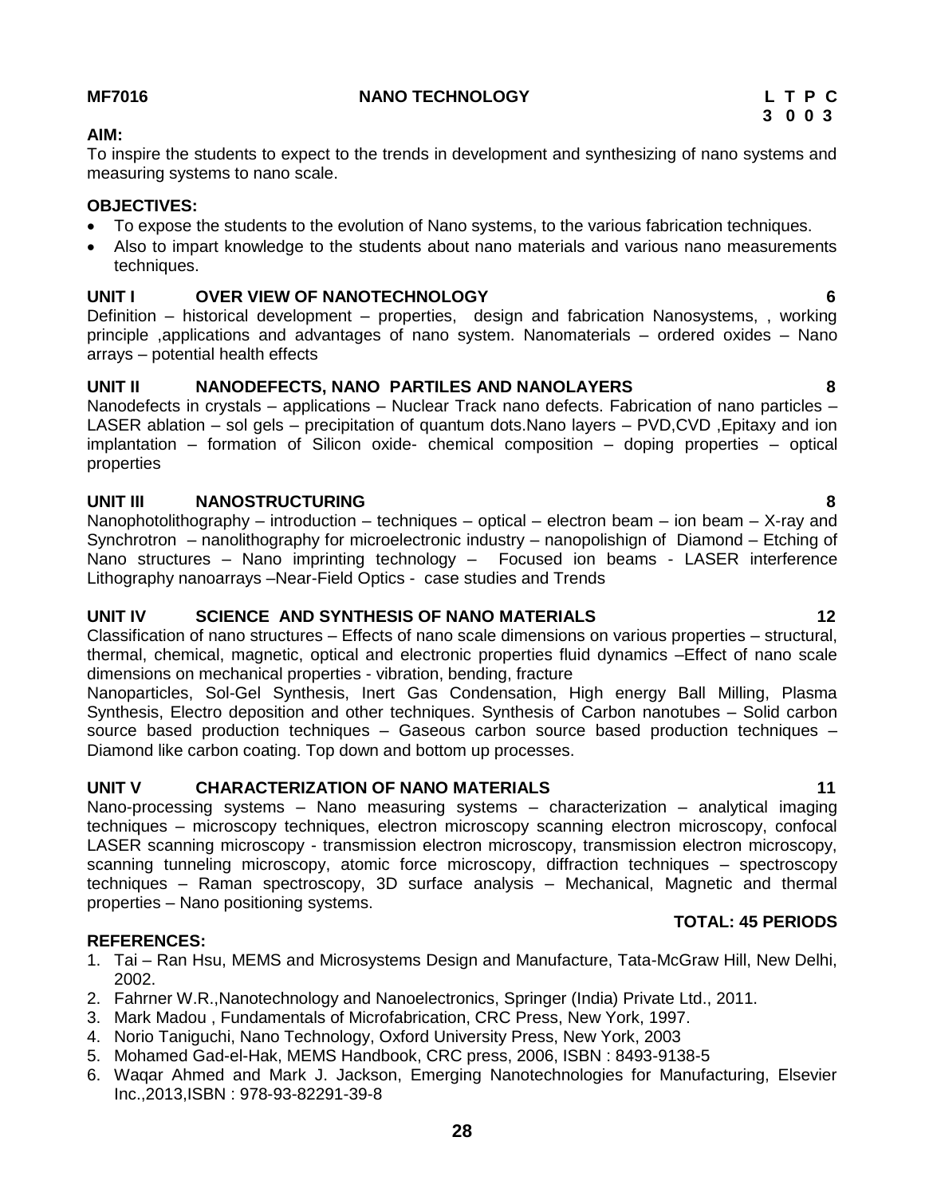**MF7016 NANO TECHNOLOGY**

| L | T | P | C |
|---|---|---|---|
| 3 | 0 | 0 | 3 |

**AIM:**

To inspire the students to expect to the trends in development and synthesizing of nano systems and measuring systems to nano scale.

**OBJECTIVES:**

- To expose the students to the evolution of Nano systems, to the various fabrication techniques.
- Also to impart knowledge to the students about nano materials and various nano measurements techniques.

**UNIT I OVER VIEW OF NANOTECHNOLOGY 6**

Definition – historical development – properties, design and fabrication Nanosystems, , working principle ,applications and advantages of nano system. Nanomaterials – ordered oxides – Nano arrays – potential health effects

**UNIT II NANODEFECTS, NANO PARTILES AND NANOLAYERS 8**

Nanodefects in crystals – applications – Nuclear Track nano defects. Fabrication of nano particles – LASER ablation – sol gels – precipitation of quantum dots.Nano layers – PVD,CVD ,Epitaxy and ion implantation – formation of Silicon oxide- chemical composition – doping properties – optical properties

**UNIT III NANOSTRUCTURING 8**

Nanophotolithography – introduction – techniques – optical – electron beam – ion beam – X-ray and Synchrotron – nanolithography for microelectronic industry – nanopolishign of Diamond – Etching of Nano structures – Nano imprinting technology – Focused ion beams - LASER interference Lithography nanoarrays –Near-Field Optics - case studies and Trends

**UNIT IV SCIENCE AND SYNTHESIS OF NANO MATERIALS 12**

Classification of nano structures – Effects of nano scale dimensions on various properties – structural, thermal, chemical, magnetic, optical and electronic properties fluid dynamics –Effect of nano scale dimensions on mechanical properties - vibration, bending, fracture

Nanoparticles, Sol-Gel Synthesis, Inert Gas Condensation, High energy Ball Milling, Plasma Synthesis, Electro deposition and other techniques. Synthesis of Carbon nanotubes – Solid carbon source based production techniques – Gaseous carbon source based production techniques – Diamond like carbon coating. Top down and bottom up processes.

**UNIT V CHARACTERIZATION OF NANO MATERIALS 11**

Nano-processing systems – Nano measuring systems – characterization – analytical imaging techniques – microscopy techniques, electron microscopy scanning electron microscopy, confocal LASER scanning microscopy - transmission electron microscopy, transmission electron microscopy, scanning tunneling microscopy, atomic force microscopy, diffraction techniques – spectroscopy techniques – Raman spectroscopy, 3D surface analysis – Mechanical, Magnetic and thermal properties – Nano positioning systems.

**TOTAL: 45 PERIODS**

**REFERENCES:**

1. Tai – Ran Hsu, MEMS and Microsystems Design and Manufacture, Tata-McGraw Hill, New Delhi, 2002.
2. Fahrner W.R.,Nanotechnology and Nanoelectronics, Springer (India) Private Ltd., 2011.
3. Mark Madou , Fundamentals of Microfabrication, CRC Press, New York, 1997.
4. Norio Taniguchi, Nano Technology, Oxford University Press, New York, 2003
5. Mohamed Gad-el-Hak, MEMS Handbook, CRC press, 2006, ISBN : 8493-9138-5
6. Waqar Ahmed and Mark J. Jackson, Emerging Nanotechnologies for Manufacturing, Elsevier Inc.,2013,ISBN : 978-93-82291-39-8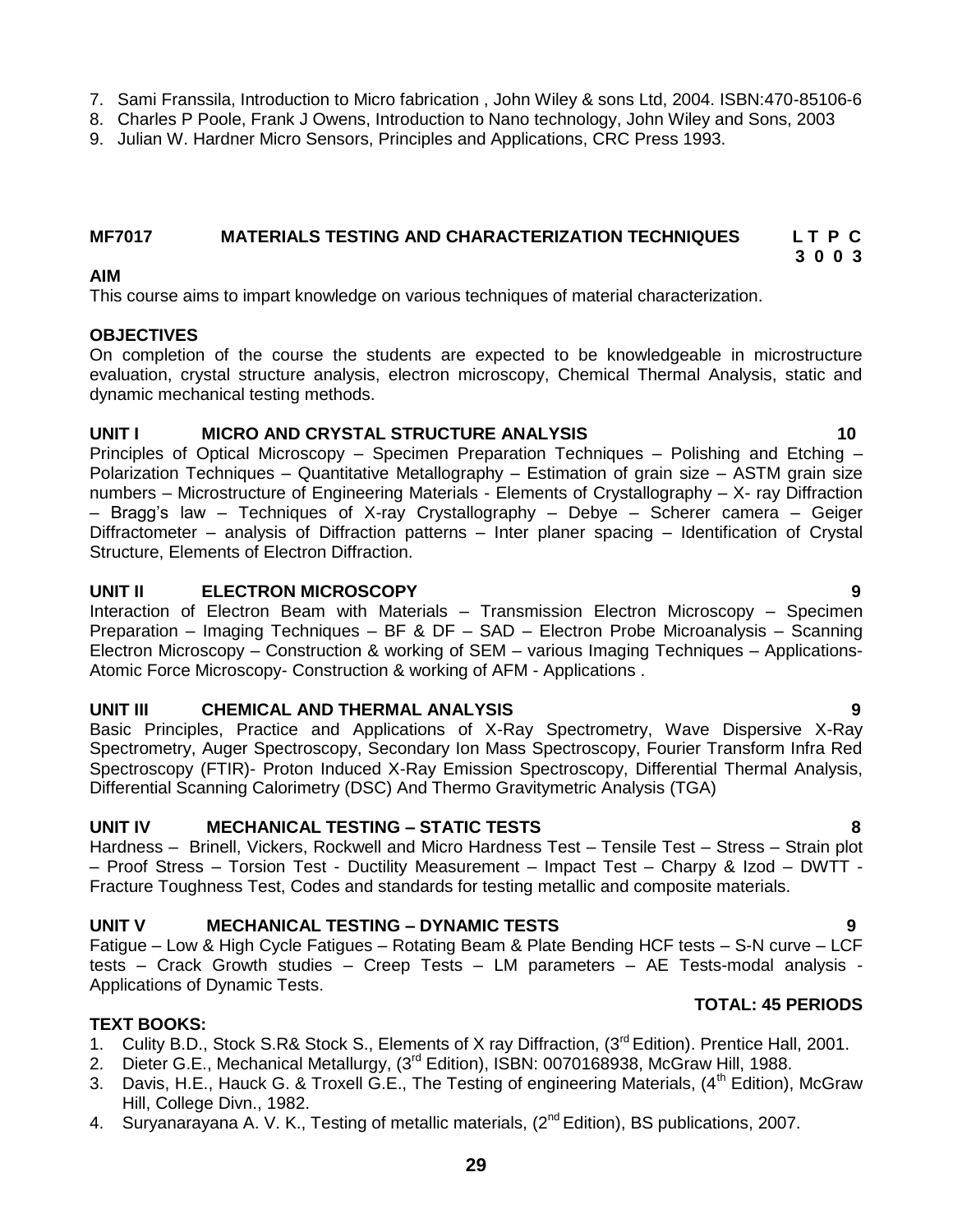7. Sami Franssila, Introduction to Micro fabrication , John Wiley & sons Ltd, 2004. ISBN:470-85106-6
8. Charles P Poole, Frank J Owens, Introduction to Nano technology, John Wiley and Sons, 2003
9. Julian W. Hardner Micro Sensors, Principles and Applications, CRC Press 1993.

## MF7017 MATERIALS TESTING AND CHARACTERIZATION TECHNIQUES

**L T P C**
**3 0 0 3**

**AIM**

This course aims to impart knowledge on various techniques of material characterization.

**OBJECTIVES**

On completion of the course the students are expected to be knowledgeable in microstructure evaluation, crystal structure analysis, electron microscopy, Chemical Thermal Analysis, static and dynamic mechanical testing methods.

### UNIT I MICRO AND CRYSTAL STRUCTURE ANALYSIS 10

Principles of Optical Microscopy – Specimen Preparation Techniques – Polishing and Etching – Polarization Techniques – Quantitative Metallography – Estimation of grain size – ASTM grain size numbers – Microstructure of Engineering Materials - Elements of Crystallography – X- ray Diffraction – Bragg's law – Techniques of X-ray Crystallography – Debye – Scherer camera – Geiger Diffractometer – analysis of Diffraction patterns – Inter planer spacing – Identification of Crystal Structure, Elements of Electron Diffraction.

### UNIT II ELECTRON MICROSCOPY 9

Interaction of Electron Beam with Materials – Transmission Electron Microscopy – Specimen Preparation – Imaging Techniques – BF & DF – SAD – Electron Probe Microanalysis – Scanning Electron Microscopy – Construction & working of SEM – various Imaging Techniques – Applications- Atomic Force Microscopy- Construction & working of AFM - Applications .

### UNIT III CHEMICAL AND THERMAL ANALYSIS 9

Basic Principles, Practice and Applications of X-Ray Spectrometry, Wave Dispersive X-Ray Spectrometry, Auger Spectroscopy, Secondary Ion Mass Spectroscopy, Fourier Transform Infra Red Spectroscopy (FTIR)- Proton Induced X-Ray Emission Spectroscopy, Differential Thermal Analysis, Differential Scanning Calorimetry (DSC) And Thermo Gravitymetric Analysis (TGA)

### UNIT IV MECHANICAL TESTING – STATIC TESTS 8

Hardness – Brinell, Vickers, Rockwell and Micro Hardness Test – Tensile Test – Stress – Strain plot – Proof Stress – Torsion Test - Ductility Measurement – Impact Test – Charpy & Izod – DWTT - Fracture Toughness Test, Codes and standards for testing metallic and composite materials.

### UNIT V MECHANICAL TESTING – DYNAMIC TESTS 9

Fatigue – Low & High Cycle Fatigues – Rotating Beam & Plate Bending HCF tests – S-N curve – LCF tests – Crack Growth studies – Creep Tests – LM parameters – AE Tests-modal analysis - Applications of Dynamic Tests.

**TOTAL: 45 PERIODS**

**TEXT BOOKS:**

1. Culity B.D., Stock S.R& Stock S., Elements of X ray Diffraction, (3rd Edition). Prentice Hall, 2001.
2. Dieter G.E., Mechanical Metallurgy, (3rd Edition), ISBN: 0070168938, McGraw Hill, 1988.
3. Davis, H.E., Hauck G. & Troxell G.E., The Testing of engineering Materials, (4th Edition), McGraw Hill, College Divn., 1982.
4. Suryanarayana A. V. K., Testing of metallic materials, (2nd Edition), BS publications, 2007.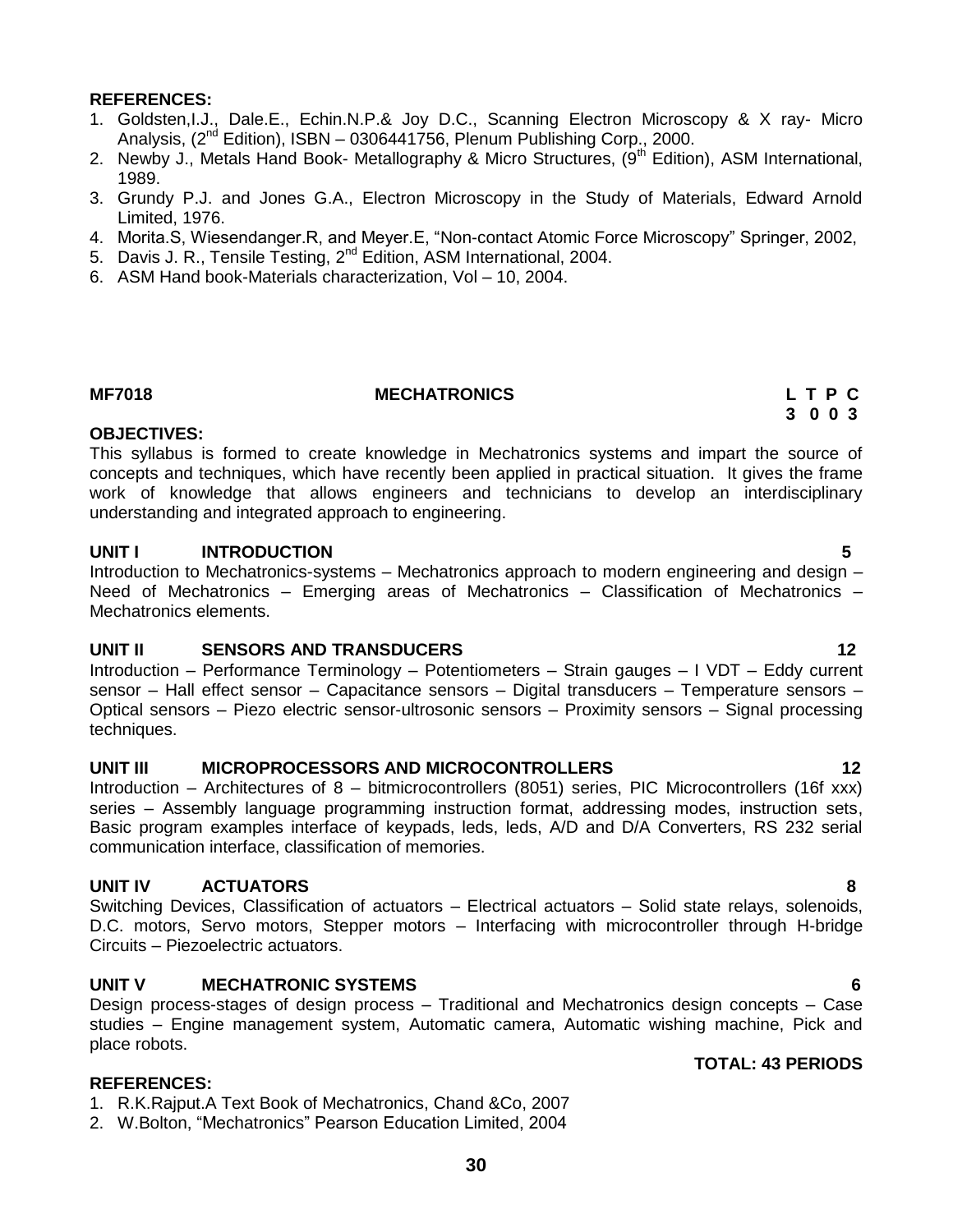**REFERENCES:**

1. Goldsten,I.J., Dale.E., Echin.N.P.& Joy D.C., Scanning Electron Microscopy & X ray- Micro Analysis, (2nd Edition), ISBN – 0306441756, Plenum Publishing Corp., 2000.
2. Newby J., Metals Hand Book- Metallography & Micro Structures, (9th Edition), ASM International, 1989.
3. Grundy P.J. and Jones G.A., Electron Microscopy in the Study of Materials, Edward Arnold Limited, 1976.
4. Morita.S, Wiesendanger.R, and Meyer.E, "Non-contact Atomic Force Microscopy" Springer, 2002,
5. Davis J. R., Tensile Testing, 2nd Edition, ASM International, 2004.
6. ASM Hand book-Materials characterization, Vol – 10, 2004.

## MF7018 MECHATRONICS

| L | T | P | C |
|---|---|---|---|
| 3 | 0 | 0 | 3 |

**OBJECTIVES:**

This syllabus is formed to create knowledge in Mechatronics systems and impart the source of concepts and techniques, which have recently been applied in practical situation. It gives the frame work of knowledge that allows engineers and technicians to develop an interdisciplinary understanding and integrated approach to engineering.

**UNIT I INTRODUCTION 5**

Introduction to Mechatronics-systems – Mechatronics approach to modern engineering and design – Need of Mechatronics – Emerging areas of Mechatronics – Classification of Mechatronics – Mechatronics elements.

**UNIT II SENSORS AND TRANSDUCERS 12**

Introduction – Performance Terminology – Potentiometers – Strain gauges – I VDT – Eddy current sensor – Hall effect sensor – Capacitance sensors – Digital transducers – Temperature sensors – Optical sensors – Piezo electric sensor-ultrosonic sensors – Proximity sensors – Signal processing techniques.

**UNIT III MICROPROCESSORS AND MICROCONTROLLERS 12**

Introduction – Architectures of 8 – bitmicrocontrollers (8051) series, PIC Microcontrollers (16f xxx) series – Assembly language programming instruction format, addressing modes, instruction sets, Basic program examples interface of keypads, leds, leds, A/D and D/A Converters, RS 232 serial communication interface, classification of memories.

**UNIT IV ACTUATORS 8**

Switching Devices, Classification of actuators – Electrical actuators – Solid state relays, solenoids, D.C. motors, Servo motors, Stepper motors – Interfacing with microcontroller through H-bridge Circuits – Piezoelectric actuators.

**UNIT V MECHATRONIC SYSTEMS 6**

Design process-stages of design process – Traditional and Mechatronics design concepts – Case studies – Engine management system, Automatic camera, Automatic wishing machine, Pick and place robots.

**TOTAL: 43 PERIODS**

**REFERENCES:**

1. R.K.Rajput.A Text Book of Mechatronics, Chand &Co, 2007
2. W.Bolton, "Mechatronics" Pearson Education Limited, 2004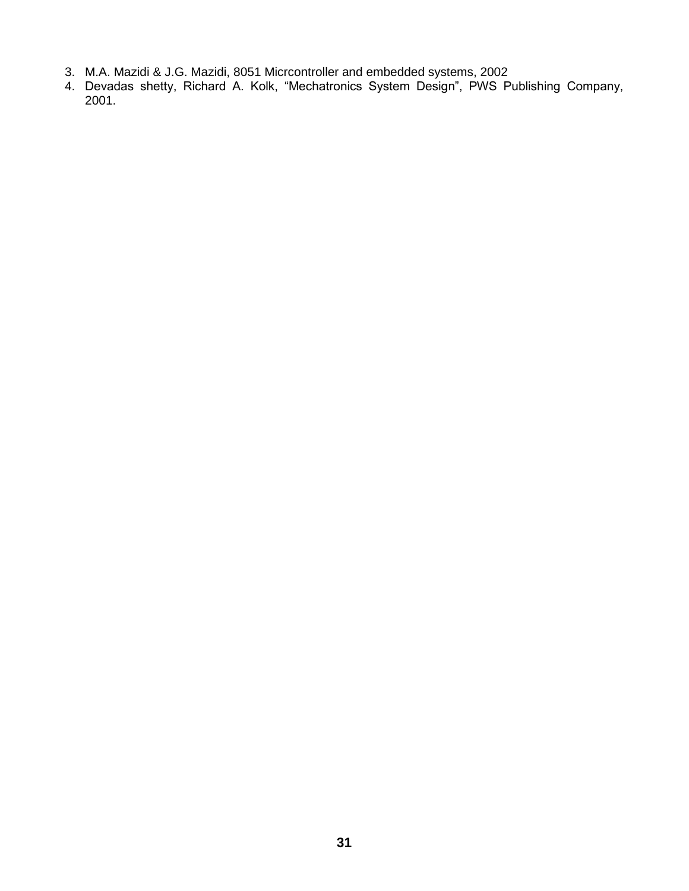3. M.A. Mazidi & J.G. Mazidi, 8051 Micrcontroller and embedded systems, 2002
4. Devadas shetty, Richard A. Kolk, “Mechatronics System Design”, PWS Publishing Company, 2001.